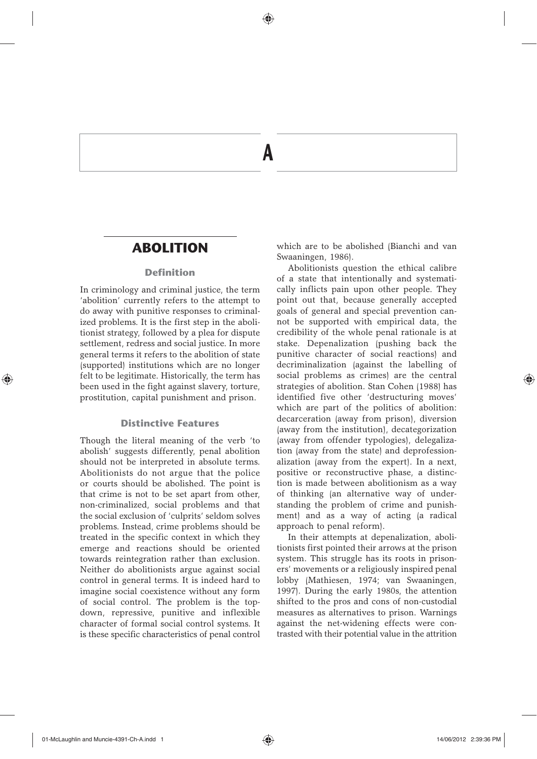# A

## ABOLITION

### Definition

In criminology and criminal justice, the term 'abolition' currently refers to the attempt to do away with punitive responses to criminalized problems. It is the first step in the abolitionist strategy, followed by a plea for dispute settlement, redress and social justice. In more general terms it refers to the abolition of state (supported) institutions which are no longer felt to be legitimate. Historically, the term has been used in the fight against slavery, torture, prostitution, capital punishment and prison.

### Distinctive Features

Though the literal meaning of the verb 'to abolish' suggests differently, penal abolition should not be interpreted in absolute terms. Abolitionists do not argue that the police or courts should be abolished. The point is that crime is not to be set apart from other, non-criminalized, social problems and that the social exclusion of 'culprits' seldom solves problems. Instead, crime problems should be treated in the specific context in which they emerge and reactions should be oriented towards reintegration rather than exclusion. Neither do abolitionists argue against social control in general terms. It is indeed hard to imagine social coexistence without any form of social control. The problem is the top-down, repressive, punitive and inflexible character of formal social control systems. It is these specific characteristics of penal control which are to be abolished (Bianchi and van Swaaningen, 1986).

Abolitionists question the ethical calibre of a state that intentionally and systematically inflicts pain upon other people. They point out that, because generally accepted goals of general and special prevention cannot be supported with empirical data, the credibility of the whole penal rationale is at stake. Depenalization (pushing back the punitive character of social reactions) and decriminalization (against the labelling of social problems as crimes) are the central strategies of abolition. Stan Cohen (1988) has identified five other 'destructuring moves' which are part of the politics of abolition: decarceration (away from prison), diversion (away from the institution), decategorization (away from offender typologies), delegalization (away from the state) and deprofessionalization (away from the expert). In a next, positive or reconstructive phase, a distinction is made between abolitionism as a way of thinking (an alternative way of understanding the problem of crime and punishment) and as a way of acting (a radical approach to penal reform).

In their attempts at depenalization, abolitionists first pointed their arrows at the prison system. This struggle has its roots in prisoners' movements or a religiously inspired penal lobby (Mathiesen, 1974; van Swaaningen, 1997). During the early 1980s, the attention shifted to the pros and cons of non-custodial measures as alternatives to prison. Warnings against the net-widening effects were contrasted with their potential value in the attrition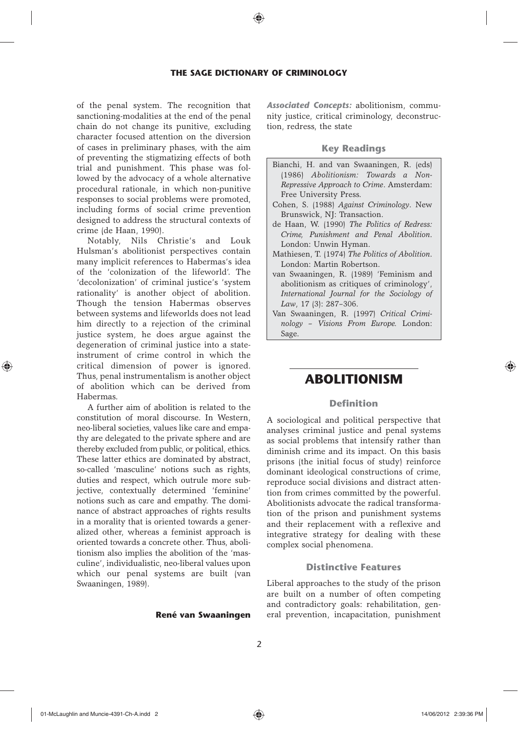of the penal system. The recognition that sanctioning-modalities at the end of the penal chain do not change its punitive, excluding character focused attention on the diversion of cases in preliminary phases, with the aim of preventing the stigmatizing effects of both trial and punishment. This phase was followed by the advocacy of a whole alternative procedural rationale, in which non-punitive responses to social problems were promoted, including forms of social crime prevention designed to address the structural contexts of crime (de Haan, 1990).

Notably, Nils Christie's and Louk Hulsman's abolitionist perspectives contain many implicit references to Habermas's idea of the 'colonization of the lifeworld'. The 'decolonization' of criminal justice's 'system rationality' is another object of abolition. Though the tension Habermas observes between systems and lifeworlds does not lead him directly to a rejection of the criminal justice system, he does argue against the degeneration of criminal justice into a state-instrument of crime control in which the critical dimension of power is ignored. Thus, penal instrumentalism is another object of abolition which can be derived from Habermas.

A further aim of abolition is related to the constitution of moral discourse. In Western, neo-liberal societies, values like care and empathy are delegated to the private sphere and are thereby excluded from public, or political, ethics. These latter ethics are dominated by abstract, so-called 'masculine' notions such as rights, duties and respect, which outrule more subjective, contextually determined 'feminine' notions such as care and empathy. The dominance of abstract approaches of rights results in a morality that is oriented towards a generalized other, whereas a feminist approach is oriented towards a concrete other. Thus, abolitionism also implies the abolition of the 'masculine', individualistic, neo-liberal values upon which our penal systems are built (van Swaaningen, 1989).

**René van Swaaningen**

***Associated Concepts:*** abolitionism, community justice, critical criminology, deconstruction, redress, the state

### Key Readings

Bianchi, H. and van Swaaningen, R. (eds) (1986) *Abolitionism: Towards a Non-Repressive Approach to Crime*. Amsterdam: Free University Press.

Cohen, S. (1988) *Against Criminology*. New Brunswick, NJ: Transaction.

de Haan, W. (1990) *The Politics of Redress: Crime, Punishment and Penal Abolition*. London: Unwin Hyman.

Mathiesen, T. (1974) *The Politics of Abolition*. London: Martin Robertson.

van Swaaningen, R. (1989) 'Feminism and abolitionism as critiques of criminology', *International Journal for the Sociology of Law*, 17 (3): 287–306.

Van Swaaningen, R. (1997) *Critical Criminology – Visions From Europe.* London: Sage.

## ABOLITIONISM

### Definition

A sociological and political perspective that analyses criminal justice and penal systems as social problems that intensify rather than diminish crime and its impact. On this basis prisons (the initial focus of study) reinforce dominant ideological constructions of crime, reproduce social divisions and distract attention from crimes committed by the powerful. Abolitionists advocate the radical transformation of the prison and punishment systems and their replacement with a reflexive and integrative strategy for dealing with these complex social phenomena.

### Distinctive Features

Liberal approaches to the study of the prison are built on a number of often competing and contradictory goals: rehabilitation, general prevention, incapacitation, punishment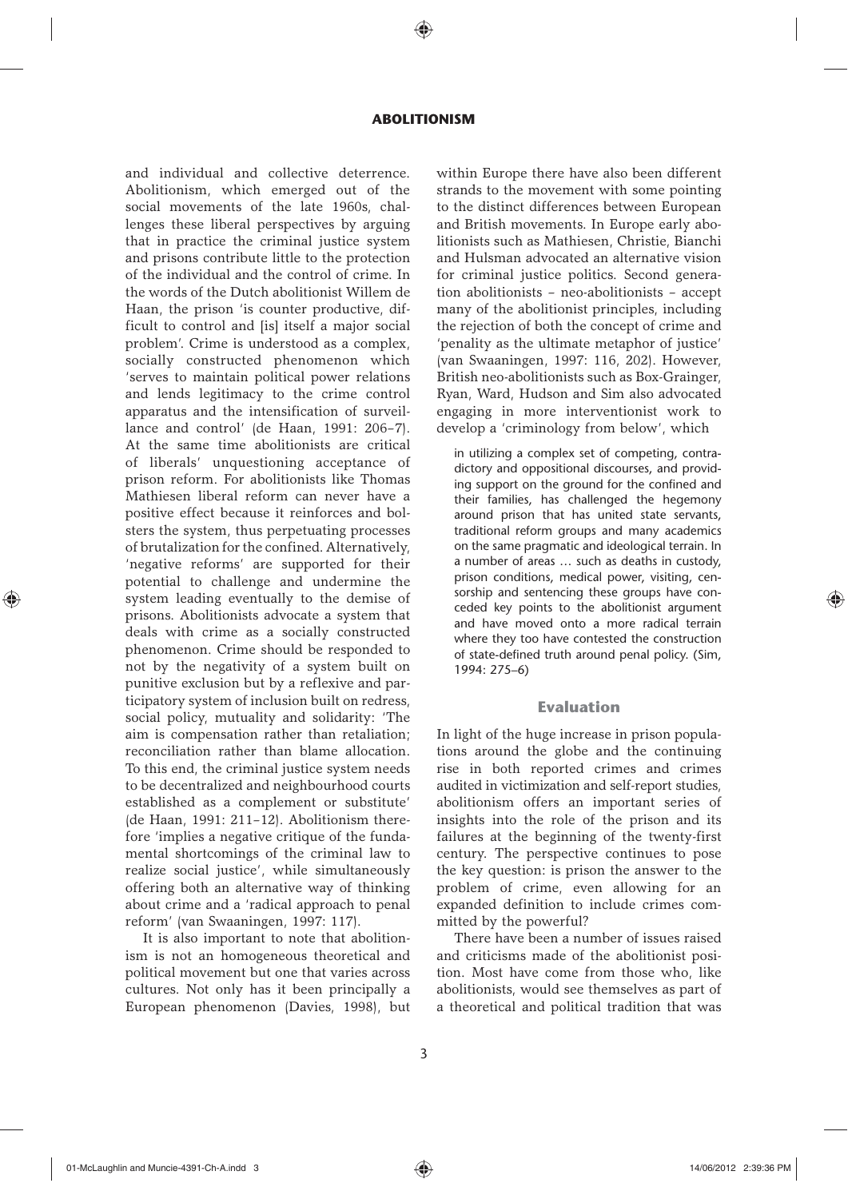and individual and collective deterrence. Abolitionism, which emerged out of the social movements of the late 1960s, challenges these liberal perspectives by arguing that in practice the criminal justice system and prisons contribute little to the protection of the individual and the control of crime. In the words of the Dutch abolitionist Willem de Haan, the prison 'is counter productive, difficult to control and [is] itself a major social problem'. Crime is understood as a complex, socially constructed phenomenon which 'serves to maintain political power relations and lends legitimacy to the crime control apparatus and the intensification of surveillance and control' (de Haan, 1991: 206–7). At the same time abolitionists are critical of liberals' unquestioning acceptance of prison reform. For abolitionists like Thomas Mathiesen liberal reform can never have a positive effect because it reinforces and bolsters the system, thus perpetuating processes of brutalization for the confined. Alternatively, 'negative reforms' are supported for their potential to challenge and undermine the system leading eventually to the demise of prisons. Abolitionists advocate a system that deals with crime as a socially constructed phenomenon. Crime should be responded to not by the negativity of a system built on punitive exclusion but by a reflexive and participatory system of inclusion built on redress, social policy, mutuality and solidarity: 'The aim is compensation rather than retaliation; reconciliation rather than blame allocation. To this end, the criminal justice system needs to be decentralized and neighbourhood courts established as a complement or substitute' (de Haan, 1991: 211–12). Abolitionism therefore 'implies a negative critique of the fundamental shortcomings of the criminal law to realize social justice', while simultaneously offering both an alternative way of thinking about crime and a 'radical approach to penal reform' (van Swaaningen, 1997: 117).

It is also important to note that abolitionism is not an homogeneous theoretical and political movement but one that varies across cultures. Not only has it been principally a European phenomenon (Davies, 1998), but within Europe there have also been different strands to the movement with some pointing to the distinct differences between European and British movements. In Europe early abolitionists such as Mathiesen, Christie, Bianchi and Hulsman advocated an alternative vision for criminal justice politics. Second generation abolitionists – neo-abolitionists – accept many of the abolitionist principles, including the rejection of both the concept of crime and 'penality as the ultimate metaphor of justice' (van Swaaningen, 1997: 116, 202). However, British neo-abolitionists such as Box-Grainger, Ryan, Ward, Hudson and Sim also advocated engaging in more interventionist work to develop a 'criminology from below', which

> in utilizing a complex set of competing, contradictory and oppositional discourses, and providing support on the ground for the confined and their families, has challenged the hegemony around prison that has united state servants, traditional reform groups and many academics on the same pragmatic and ideological terrain. In a number of areas … such as deaths in custody, prison conditions, medical power, visiting, censorship and sentencing these groups have conceded key points to the abolitionist argument and have moved onto a more radical terrain where they too have contested the construction of state-defined truth around penal policy. (Sim, 1994: 275–6)

## Evaluation

In light of the huge increase in prison populations around the globe and the continuing rise in both reported crimes and crimes audited in victimization and self-report studies, abolitionism offers an important series of insights into the role of the prison and its failures at the beginning of the twenty-first century. The perspective continues to pose the key question: is prison the answer to the problem of crime, even allowing for an expanded definition to include crimes committed by the powerful?

There have been a number of issues raised and criticisms made of the abolitionist position. Most have come from those who, like abolitionists, would see themselves as part of a theoretical and political tradition that was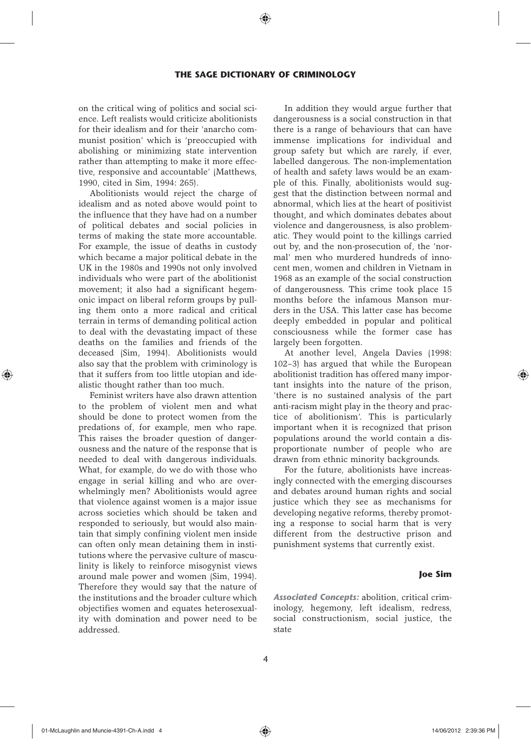on the critical wing of politics and social science. Left realists would criticize abolitionists for their idealism and for their 'anarcho communist position' which is 'preoccupied with abolishing or minimizing state intervention rather than attempting to make it more effective, responsive and accountable' (Matthews, 1990, cited in Sim, 1994: 265).

Abolitionists would reject the charge of idealism and as noted above would point to the influence that they have had on a number of political debates and social policies in terms of making the state more accountable. For example, the issue of deaths in custody which became a major political debate in the UK in the 1980s and 1990s not only involved individuals who were part of the abolitionist movement; it also had a significant hegemonic impact on liberal reform groups by pulling them onto a more radical and critical terrain in terms of demanding political action to deal with the devastating impact of these deaths on the families and friends of the deceased (Sim, 1994). Abolitionists would also say that the problem with criminology is that it suffers from too little utopian and idealistic thought rather than too much.

Feminist writers have also drawn attention to the problem of violent men and what should be done to protect women from the predations of, for example, men who rape. This raises the broader question of dangerousness and the nature of the response that is needed to deal with dangerous individuals. What, for example, do we do with those who engage in serial killing and who are overwhelmingly men? Abolitionists would agree that violence against women is a major issue across societies which should be taken and responded to seriously, but would also maintain that simply confining violent men inside can often only mean detaining them in institutions where the pervasive culture of masculinity is likely to reinforce misogynist views around male power and women (Sim, 1994). Therefore they would say that the nature of the institutions and the broader culture which objectifies women and equates heterosexuality with domination and power need to be addressed.

In addition they would argue further that dangerousness is a social construction in that there is a range of behaviours that can have immense implications for individual and group safety but which are rarely, if ever, labelled dangerous. The non-implementation of health and safety laws would be an example of this. Finally, abolitionists would suggest that the distinction between normal and abnormal, which lies at the heart of positivist thought, and which dominates debates about violence and dangerousness, is also problematic. They would point to the killings carried out by, and the non-prosecution of, the 'normal' men who murdered hundreds of innocent men, women and children in Vietnam in 1968 as an example of the social construction of dangerousness. This crime took place 15 months before the infamous Manson murders in the USA. This latter case has become deeply embedded in popular and political consciousness while the former case has largely been forgotten.

At another level, Angela Davies (1998: 102–3) has argued that while the European abolitionist tradition has offered many important insights into the nature of the prison, 'there is no sustained analysis of the part anti-racism might play in the theory and practice of abolitionism'. This is particularly important when it is recognized that prison populations around the world contain a disproportionate number of people who are drawn from ethnic minority backgrounds.

For the future, abolitionists have increasingly connected with the emerging discourses and debates around human rights and social justice which they see as mechanisms for developing negative reforms, thereby promoting a response to social harm that is very different from the destructive prison and punishment systems that currently exist.

**Joe Sim**

***Associated Concepts:*** abolition, critical criminology, hegemony, left idealism, redress, social constructionism, social justice, the state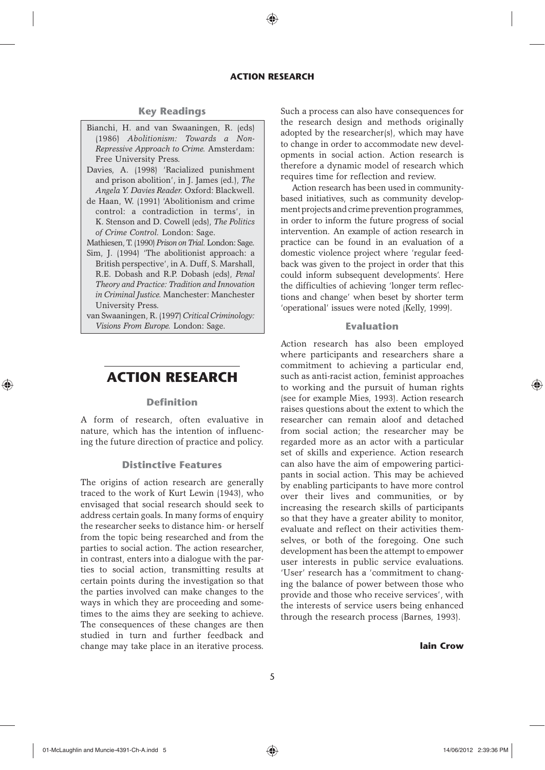### Key Readings

Bianchi, H. and van Swaaningen, R. (eds) (1986) *Abolitionism: Towards a Non-Repressive Approach to Crime.* Amsterdam: Free University Press.

Davies, A. (1998) 'Racialized punishment and prison abolition', in J. James (ed.), *The Angela Y. Davies Reader.* Oxford: Blackwell.

de Haan, W. (1991) 'Abolitionism and crime control: a contradiction in terms', in K. Stenson and D. Cowell (eds), *The Politics of Crime Control.* London: Sage.

Mathiesen, T. (1990) *Prison on Trial.* London: Sage.

Sim, J. (1994) 'The abolitionist approach: a British perspective', in A. Duff, S. Marshall, R.E. Dobash and R.P. Dobash (eds), *Penal Theory and Practice: Tradition and Innovation in Criminal Justice.* Manchester: Manchester University Press.

van Swaaningen, R. (1997) *Critical Criminology: Visions From Europe.* London: Sage.

# ACTION RESEARCH

### Definition

A form of research, often evaluative in nature, which has the intention of influencing the future direction of practice and policy.

### Distinctive Features

The origins of action research are generally traced to the work of Kurt Lewin (1943), who envisaged that social research should seek to address certain goals. In many forms of enquiry the researcher seeks to distance him- or herself from the topic being researched and from the parties to social action. The action researcher, in contrast, enters into a dialogue with the parties to social action, transmitting results at certain points during the investigation so that the parties involved can make changes to the ways in which they are proceeding and sometimes to the aims they are seeking to achieve. The consequences of these changes are then studied in turn and further feedback and change may take place in an iterative process. Such a process can also have consequences for the research design and methods originally adopted by the researcher(s), which may have to change in order to accommodate new developments in social action. Action research is therefore a dynamic model of research which requires time for reflection and review.

Action research has been used in community-based initiatives, such as community development projects and crime prevention programmes, in order to inform the future progress of social intervention. An example of action research in practice can be found in an evaluation of a domestic violence project where 'regular feedback was given to the project in order that this could inform subsequent developments'. Here the difficulties of achieving 'longer term reflections and change' when beset by shorter term 'operational' issues were noted (Kelly, 1999).

### Evaluation

Action research has also been employed where participants and researchers share a commitment to achieving a particular end, such as anti-racist action, feminist approaches to working and the pursuit of human rights (see for example Mies, 1993). Action research raises questions about the extent to which the researcher can remain aloof and detached from social action; the researcher may be regarded more as an actor with a particular set of skills and experience. Action research can also have the aim of empowering participants in social action. This may be achieved by enabling participants to have more control over their lives and communities, or by increasing the research skills of participants so that they have a greater ability to monitor, evaluate and reflect on their activities themselves, or both of the foregoing. One such development has been the attempt to empower user interests in public service evaluations. 'User' research has a 'commitment to changing the balance of power between those who provide and those who receive services', with the interests of service users being enhanced through the research process (Barnes, 1993).

**Iain Crow**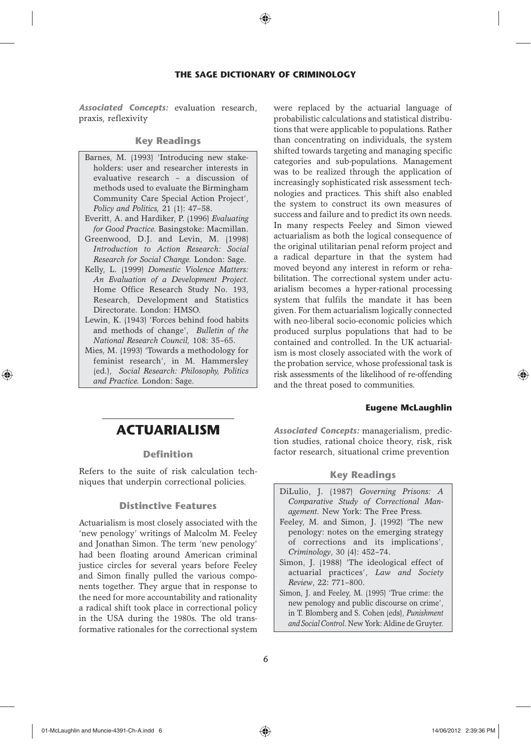***Associated Concepts:*** evaluation research, praxis, reflexivity

### Key Readings

Barnes, M. (1993) 'Introducing new stakeholders: user and researcher interests in evaluative research – a discussion of methods used to evaluate the Birmingham Community Care Special Action Project', *Policy and Politics,* 21 (1): 47–58.

Everitt, A. and Hardiker, P. (1996) *Evaluating for Good Practice.* Basingstoke: Macmillan.

Greenwood, D.J. and Levin, M. (1998) *Introduction to Action Research: Social Research for Social Change.* London: Sage.

Kelly, L. (1999) *Domestic Violence Matters: An Evaluation of a Development Project.* Home Office Research Study No. 193, Research, Development and Statistics Directorate. London: HMSO.

Lewin, K. (1943) 'Forces behind food habits and methods of change', *Bulletin of the National Research Council,* 108: 35–65.

Mies, M. (1993) 'Towards a methodology for feminist research', in M. Hammersley (ed.), *Social Research: Philosophy, Politics and Practice.* London: Sage.

# ACTUARIALISM

### Definition

Refers to the suite of risk calculation techniques that underpin correctional policies.

### Distinctive Features

Actuarialism is most closely associated with the 'new penology' writings of Malcolm M. Feeley and Jonathan Simon. The term 'new penology' had been floating around American criminal justice circles for several years before Feeley and Simon finally pulled the various components together. They argue that in response to the need for more accountability and rationality a radical shift took place in correctional policy in the USA during the 1980s. The old transformative rationales for the correctional system were replaced by the actuarial language of probabilistic calculations and statistical distributions that were applicable to populations. Rather than concentrating on individuals, the system shifted towards targeting and managing specific categories and sub-populations. Management was to be realized through the application of increasingly sophisticated risk assessment technologies and practices. This shift also enabled the system to construct its own measures of success and failure and to predict its own needs. In many respects Feeley and Simon viewed actuarialism as both the logical consequence of the original utilitarian penal reform project and a radical departure in that the system had moved beyond any interest in reform or rehabilitation. The correctional system under actuarialism becomes a hyper-rational processing system that fulfils the mandate it has been given. For them actuarialism logically connected with neo-liberal socio-economic policies which produced surplus populations that had to be contained and controlled. In the UK actuarialism is most closely associated with the work of the probation service, whose professional task is risk assessments of the likelihood of re-offending and the threat posed to communities.

**Eugene McLaughlin**

***Associated Concepts:*** managerialism, prediction studies, rational choice theory, risk, risk factor research, situational crime prevention

### Key Readings

DiLulio, J. (1987) *Governing Prisons: A Comparative Study of Correctional Management.* New York: The Free Press.

Feeley, M. and Simon, J. (1992) 'The new penology: notes on the emerging strategy of corrections and its implications', *Criminology*, 30 (4): 452–74.

Simon, J. (1988) 'The ideological effect of actuarial practices', *Law and Society Review*, 22: 771–800.

Simon, J. and Feeley, M. (1995) 'True crime: the new penology and public discourse on crime', in T. Blomberg and S. Cohen (eds), *Punishment and Social Control*. New York: Aldine de Gruyter.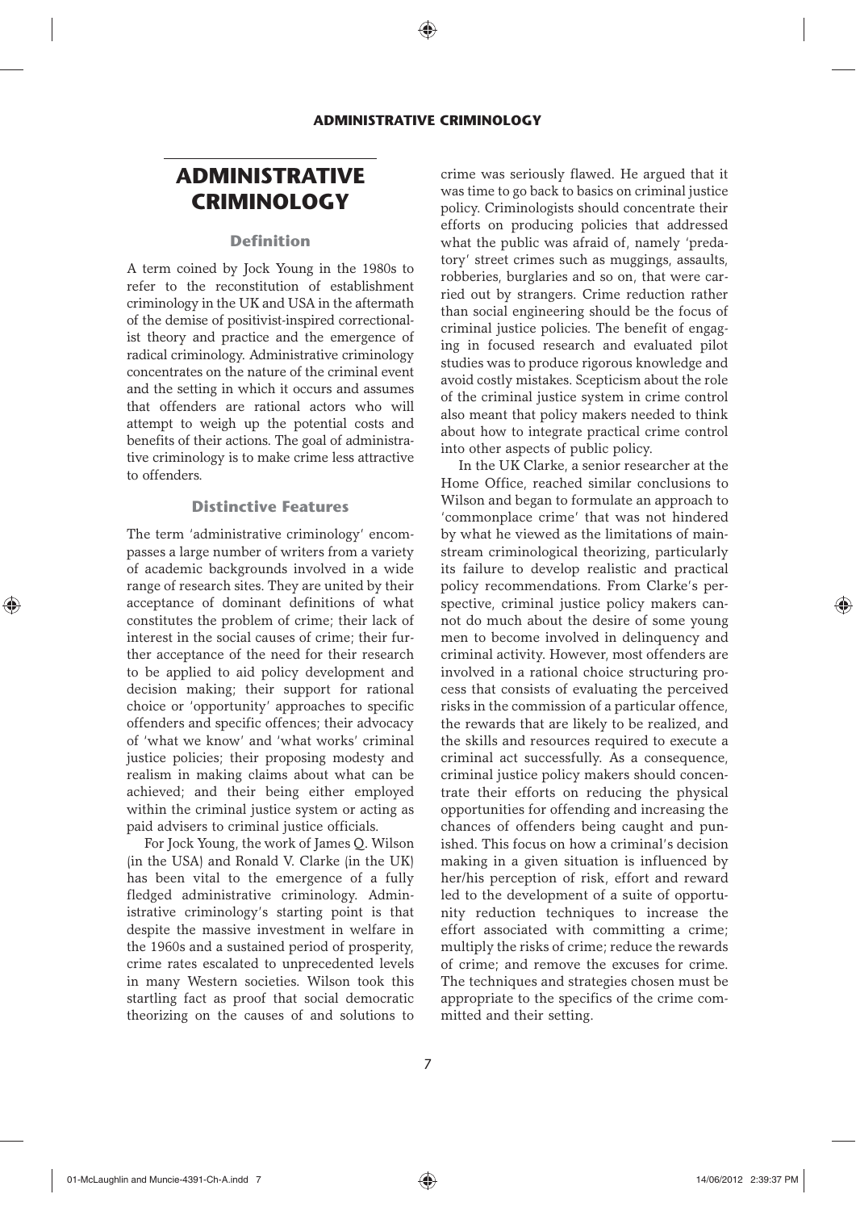# ADMINISTRATIVE CRIMINOLOGY

## Definition

A term coined by Jock Young in the 1980s to refer to the reconstitution of establishment criminology in the UK and USA in the aftermath of the demise of positivist-inspired correctionalist theory and practice and the emergence of radical criminology. Administrative criminology concentrates on the nature of the criminal event and the setting in which it occurs and assumes that offenders are rational actors who will attempt to weigh up the potential costs and benefits of their actions. The goal of administrative criminology is to make crime less attractive to offenders.

## Distinctive Features

The term 'administrative criminology' encompasses a large number of writers from a variety of academic backgrounds involved in a wide range of research sites. They are united by their acceptance of dominant definitions of what constitutes the problem of crime; their lack of interest in the social causes of crime; their further acceptance of the need for their research to be applied to aid policy development and decision making; their support for rational choice or 'opportunity' approaches to specific offenders and specific offences; their advocacy of 'what we know' and 'what works' criminal justice policies; their proposing modesty and realism in making claims about what can be achieved; and their being either employed within the criminal justice system or acting as paid advisers to criminal justice officials.

For Jock Young, the work of James Q. Wilson (in the USA) and Ronald V. Clarke (in the UK) has been vital to the emergence of a fully fledged administrative criminology. Administrative criminology's starting point is that despite the massive investment in welfare in the 1960s and a sustained period of prosperity, crime rates escalated to unprecedented levels in many Western societies. Wilson took this startling fact as proof that social democratic theorizing on the causes of and solutions to crime was seriously flawed. He argued that it was time to go back to basics on criminal justice policy. Criminologists should concentrate their efforts on producing policies that addressed what the public was afraid of, namely 'predatory' street crimes such as muggings, assaults, robberies, burglaries and so on, that were carried out by strangers. Crime reduction rather than social engineering should be the focus of criminal justice policies. The benefit of engaging in focused research and evaluated pilot studies was to produce rigorous knowledge and avoid costly mistakes. Scepticism about the role of the criminal justice system in crime control also meant that policy makers needed to think about how to integrate practical crime control into other aspects of public policy.

In the UK Clarke, a senior researcher at the Home Office, reached similar conclusions to Wilson and began to formulate an approach to 'commonplace crime' that was not hindered by what he viewed as the limitations of mainstream criminological theorizing, particularly its failure to develop realistic and practical policy recommendations. From Clarke's perspective, criminal justice policy makers cannot do much about the desire of some young men to become involved in delinquency and criminal activity. However, most offenders are involved in a rational choice structuring process that consists of evaluating the perceived risks in the commission of a particular offence, the rewards that are likely to be realized, and the skills and resources required to execute a criminal act successfully. As a consequence, criminal justice policy makers should concentrate their efforts on reducing the physical opportunities for offending and increasing the chances of offenders being caught and punished. This focus on how a criminal's decision making in a given situation is influenced by her/his perception of risk, effort and reward led to the development of a suite of opportunity reduction techniques to increase the effort associated with committing a crime; multiply the risks of crime; reduce the rewards of crime; and remove the excuses for crime. The techniques and strategies chosen must be appropriate to the specifics of the crime committed and their setting.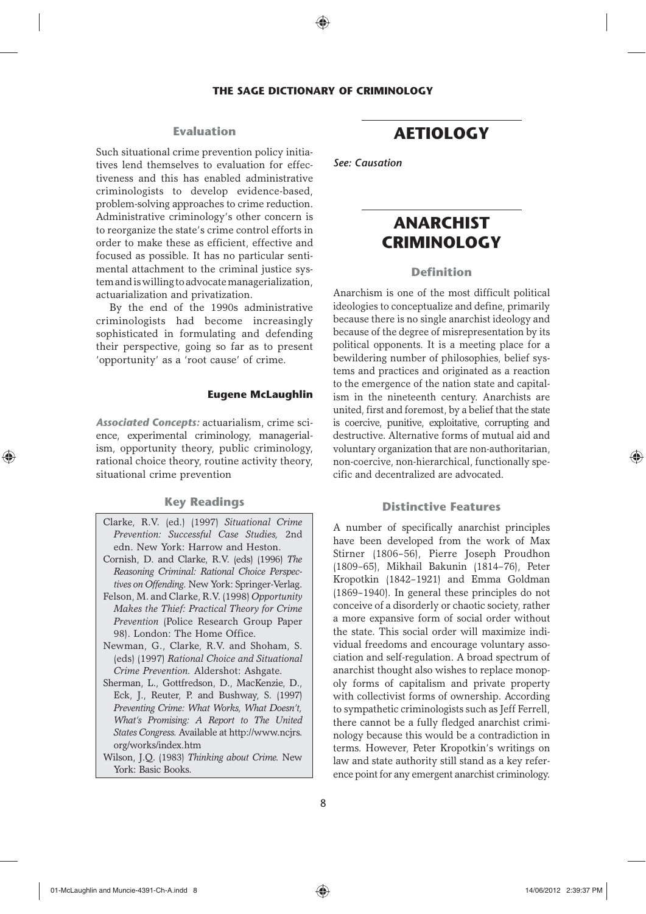### Evaluation

Such situational crime prevention policy initiatives lend themselves to evaluation for effectiveness and this has enabled administrative criminologists to develop evidence-based, problem-solving approaches to crime reduction. Administrative criminology's other concern is to reorganize the state's crime control efforts in order to make these as efficient, effective and focused as possible. It has no particular sentimental attachment to the criminal justice system and is willing to advocate managerialization, actuarialization and privatization.

By the end of the 1990s administrative criminologists had become increasingly sophisticated in formulating and defending their perspective, going so far as to present 'opportunity' as a 'root cause' of crime.

**Eugene McLaughlin**

***Associated Concepts:*** actuarialism, crime science, experimental criminology, managerialism, opportunity theory, public criminology, rational choice theory, routine activity theory, situational crime prevention

### Key Readings

Clarke, R.V. (ed.) (1997) *Situational Crime Prevention: Successful Case Studies,* 2nd edn. New York: Harrow and Heston.

Cornish, D. and Clarke, R.V. (eds) (1996) *The Reasoning Criminal: Rational Choice Perspectives on Offending.* New York: Springer-Verlag.

Felson, M. and Clarke, R.V. (1998) *Opportunity Makes the Thief: Practical Theory for Crime Prevention* (Police Research Group Paper 98). London: The Home Office.

Newman, G., Clarke, R.V. and Shoham, S. (eds) (1997) *Rational Choice and Situational Crime Prevention.* Aldershot: Ashgate.

Sherman, L., Gottfredson, D., MacKenzie, D., Eck, J., Reuter, P. and Bushway, S. (1997) *Preventing Crime: What Works, What Doesn't, What's Promising: A Report to The United States Congress.* Available at http://www.ncjrs.org/works/index.htm

Wilson, J.Q. (1983) *Thinking about Crime.* New York: Basic Books.

## AETIOLOGY

***See: Causation***

## ANARCHIST CRIMINOLOGY

### Definition

Anarchism is one of the most difficult political ideologies to conceptualize and define, primarily because there is no single anarchist ideology and because of the degree of misrepresentation by its political opponents. It is a meeting place for a bewildering number of philosophies, belief systems and practices and originated as a reaction to the emergence of the nation state and capitalism in the nineteenth century. Anarchists are united, first and foremost, by a belief that the state is coercive, punitive, exploitative, corrupting and destructive. Alternative forms of mutual aid and voluntary organization that are non-authoritarian, non-coercive, non-hierarchical, functionally specific and decentralized are advocated.

### Distinctive Features

A number of specifically anarchist principles have been developed from the work of Max Stirner (1806–56), Pierre Joseph Proudhon (1809–65), Mikhail Bakunin (1814–76), Peter Kropotkin (1842–1921) and Emma Goldman (1869–1940). In general these principles do not conceive of a disorderly or chaotic society, rather a more expansive form of social order without the state. This social order will maximize individual freedoms and encourage voluntary association and self-regulation. A broad spectrum of anarchist thought also wishes to replace monopoly forms of capitalism and private property with collectivist forms of ownership. According to sympathetic criminologists such as Jeff Ferrell, there cannot be a fully fledged anarchist criminology because this would be a contradiction in terms. However, Peter Kropotkin's writings on law and state authority still stand as a key reference point for any emergent anarchist criminology.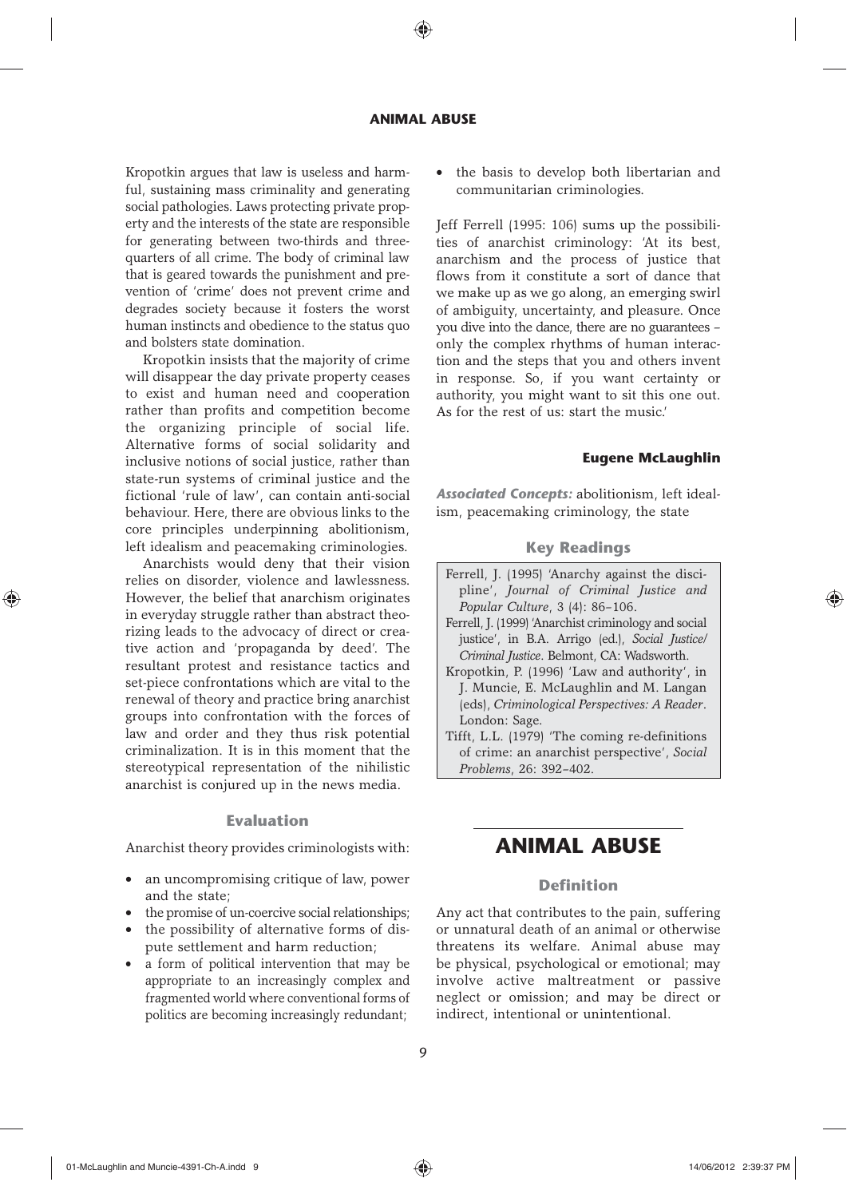Kropotkin argues that law is useless and harmful, sustaining mass criminality and generating social pathologies. Laws protecting private property and the interests of the state are responsible for generating between two-thirds and three-quarters of all crime. The body of criminal law that is geared towards the punishment and prevention of 'crime' does not prevent crime and degrades society because it fosters the worst human instincts and obedience to the status quo and bolsters state domination.

Kropotkin insists that the majority of crime will disappear the day private property ceases to exist and human need and cooperation rather than profits and competition become the organizing principle of social life. Alternative forms of social solidarity and inclusive notions of social justice, rather than state-run systems of criminal justice and the fictional 'rule of law', can contain anti-social behaviour. Here, there are obvious links to the core principles underpinning abolitionism, left idealism and peacemaking criminologies.

Anarchists would deny that their vision relies on disorder, violence and lawlessness. However, the belief that anarchism originates in everyday struggle rather than abstract theorizing leads to the advocacy of direct or creative action and 'propaganda by deed'. The resultant protest and resistance tactics and set-piece confrontations which are vital to the renewal of theory and practice bring anarchist groups into confrontation with the forces of law and order and they thus risk potential criminalization. It is in this moment that the stereotypical representation of the nihilistic anarchist is conjured up in the news media.

### Evaluation

Anarchist theory provides criminologists with:

- an uncompromising critique of law, power and the state;
- the promise of un-coercive social relationships;
- the possibility of alternative forms of dispute settlement and harm reduction;
- a form of political intervention that may be appropriate to an increasingly complex and fragmented world where conventional forms of politics are becoming increasingly redundant;
- the basis to develop both libertarian and communitarian criminologies.

Jeff Ferrell (1995: 106) sums up the possibilities of anarchist criminology: 'At its best, anarchism and the process of justice that flows from it constitute a sort of dance that we make up as we go along, an emerging swirl of ambiguity, uncertainty, and pleasure. Once you dive into the dance, there are no guarantees – only the complex rhythms of human interaction and the steps that you and others invent in response. So, if you want certainty or authority, you might want to sit this one out. As for the rest of us: start the music.'

**Eugene McLaughlin**

***Associated Concepts:*** abolitionism, left idealism, peacemaking criminology, the state

### Key Readings

Ferrell, J. (1995) 'Anarchy against the discipline', *Journal of Criminal Justice and Popular Culture*, 3 (4): 86–106.

Ferrell, J. (1999) 'Anarchist criminology and social justice', in B.A. Arrigo (ed.), *Social Justice/Criminal Justice*. Belmont, CA: Wadsworth.

Kropotkin, P. (1996) 'Law and authority', in J. Muncie, E. McLaughlin and M. Langan (eds), *Criminological Perspectives: A Reader*. London: Sage.

Tifft, L.L. (1979) 'The coming re-definitions of crime: an anarchist perspective', *Social Problems*, 26: 392–402.

## ANIMAL ABUSE

### Definition

Any act that contributes to the pain, suffering or unnatural death of an animal or otherwise threatens its welfare. Animal abuse may be physical, psychological or emotional; may involve active maltreatment or passive neglect or omission; and may be direct or indirect, intentional or unintentional.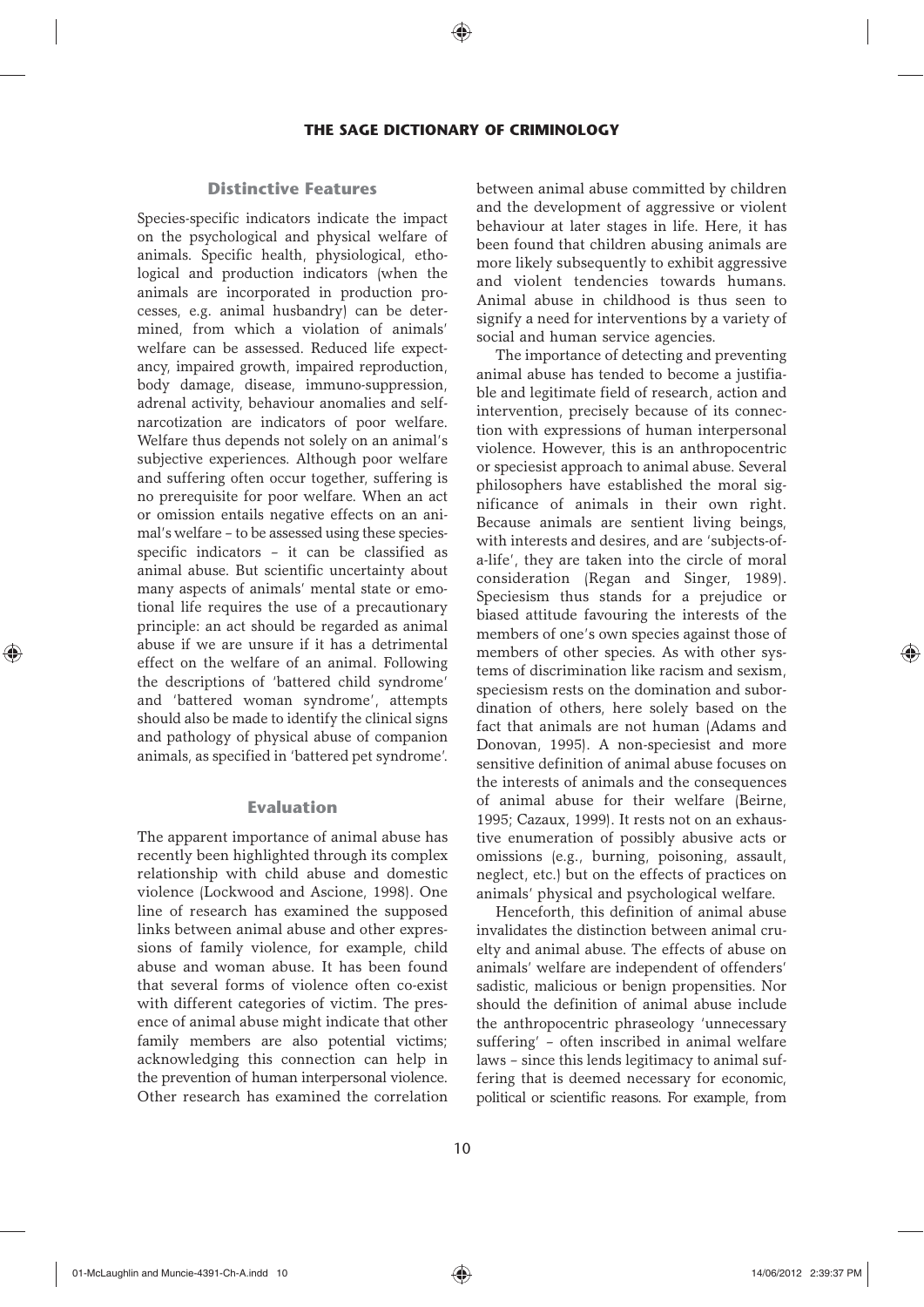### Distinctive Features

Species-specific indicators indicate the impact on the psychological and physical welfare of animals. Specific health, physiological, ethological and production indicators (when the animals are incorporated in production processes, e.g. animal husbandry) can be determined, from which a violation of animals' welfare can be assessed. Reduced life expectancy, impaired growth, impaired reproduction, body damage, disease, immuno-suppression, adrenal activity, behaviour anomalies and self-narcotization are indicators of poor welfare. Welfare thus depends not solely on an animal's subjective experiences. Although poor welfare and suffering often occur together, suffering is no prerequisite for poor welfare. When an act or omission entails negative effects on an animal's welfare – to be assessed using these species-specific indicators – it can be classified as animal abuse. But scientific uncertainty about many aspects of animals' mental state or emotional life requires the use of a precautionary principle: an act should be regarded as animal abuse if we are unsure if it has a detrimental effect on the welfare of an animal. Following the descriptions of 'battered child syndrome' and 'battered woman syndrome', attempts should also be made to identify the clinical signs and pathology of physical abuse of companion animals, as specified in 'battered pet syndrome'.

### Evaluation

The apparent importance of animal abuse has recently been highlighted through its complex relationship with child abuse and domestic violence (Lockwood and Ascione, 1998). One line of research has examined the supposed links between animal abuse and other expressions of family violence, for example, child abuse and woman abuse. It has been found that several forms of violence often co-exist with different categories of victim. The presence of animal abuse might indicate that other family members are also potential victims; acknowledging this connection can help in the prevention of human interpersonal violence. Other research has examined the correlation between animal abuse committed by children and the development of aggressive or violent behaviour at later stages in life. Here, it has been found that children abusing animals are more likely subsequently to exhibit aggressive and violent tendencies towards humans. Animal abuse in childhood is thus seen to signify a need for interventions by a variety of social and human service agencies.

The importance of detecting and preventing animal abuse has tended to become a justifiable and legitimate field of research, action and intervention, precisely because of its connection with expressions of human interpersonal violence. However, this is an anthropocentric or speciesist approach to animal abuse. Several philosophers have established the moral significance of animals in their own right. Because animals are sentient living beings, with interests and desires, and are 'subjects-of-a-life', they are taken into the circle of moral consideration (Regan and Singer, 1989). Speciesism thus stands for a prejudice or biased attitude favouring the interests of the members of one's own species against those of members of other species. As with other systems of discrimination like racism and sexism, speciesism rests on the domination and subordination of others, here solely based on the fact that animals are not human (Adams and Donovan, 1995). A non-speciesist and more sensitive definition of animal abuse focuses on the interests of animals and the consequences of animal abuse for their welfare (Beirne, 1995; Cazaux, 1999). It rests not on an exhaustive enumeration of possibly abusive acts or omissions (e.g., burning, poisoning, assault, neglect, etc.) but on the effects of practices on animals' physical and psychological welfare.

Henceforth, this definition of animal abuse invalidates the distinction between animal cruelty and animal abuse. The effects of abuse on animals' welfare are independent of offenders' sadistic, malicious or benign propensities. Nor should the definition of animal abuse include the anthropocentric phraseology 'unnecessary suffering' – often inscribed in animal welfare laws – since this lends legitimacy to animal suffering that is deemed necessary for economic, political or scientific reasons. For example, from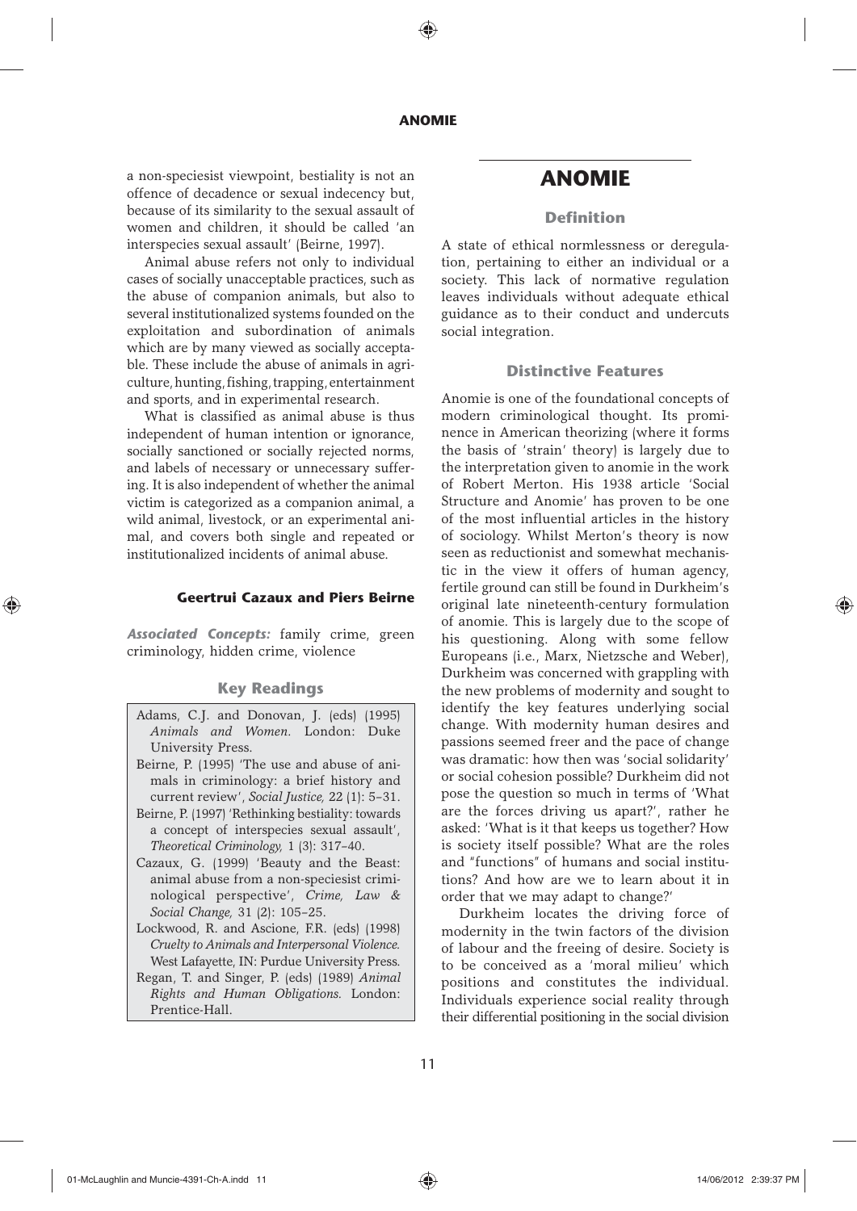a non-speciesist viewpoint, bestiality is not an offence of decadence or sexual indecency but, because of its similarity to the sexual assault of women and children, it should be called 'an interspecies sexual assault' (Beirne, 1997).

Animal abuse refers not only to individual cases of socially unacceptable practices, such as the abuse of companion animals, but also to several institutionalized systems founded on the exploitation and subordination of animals which are by many viewed as socially acceptable. These include the abuse of animals in agriculture, hunting, fishing, trapping, entertainment and sports, and in experimental research.

What is classified as animal abuse is thus independent of human intention or ignorance, socially sanctioned or socially rejected norms, and labels of necessary or unnecessary suffering. It is also independent of whether the animal victim is categorized as a companion animal, a wild animal, livestock, or an experimental animal, and covers both single and repeated or institutionalized incidents of animal abuse.

**Geertrui Cazaux and Piers Beirne**

***Associated Concepts:*** family crime, green criminology, hidden crime, violence

### Key Readings

Adams, C.J. and Donovan, J. (eds) (1995) *Animals and Women*. London: Duke University Press.

Beirne, P. (1995) 'The use and abuse of animals in criminology: a brief history and current review', *Social Justice,* 22 (1): 5–31.

Beirne, P. (1997) 'Rethinking bestiality: towards a concept of interspecies sexual assault', *Theoretical Criminology,* 1 (3): 317–40.

Cazaux, G. (1999) 'Beauty and the Beast: animal abuse from a non-speciesist criminological perspective', *Crime, Law & Social Change,* 31 (2): 105–25.

Lockwood, R. and Ascione, F.R. (eds) (1998) *Cruelty to Animals and Interpersonal Violence.* West Lafayette, IN: Purdue University Press.

Regan, T. and Singer, P. (eds) (1989) *Animal Rights and Human Obligations.* London: Prentice-Hall.

# ANOMIE

### Definition

A state of ethical normlessness or deregulation, pertaining to either an individual or a society. This lack of normative regulation leaves individuals without adequate ethical guidance as to their conduct and undercuts social integration.

### Distinctive Features

Anomie is one of the foundational concepts of modern criminological thought. Its prominence in American theorizing (where it forms the basis of 'strain' theory) is largely due to the interpretation given to anomie in the work of Robert Merton. His 1938 article 'Social Structure and Anomie' has proven to be one of the most influential articles in the history of sociology. Whilst Merton's theory is now seen as reductionist and somewhat mechanistic in the view it offers of human agency, fertile ground can still be found in Durkheim's original late nineteenth-century formulation of anomie. This is largely due to the scope of his questioning. Along with some fellow Europeans (i.e., Marx, Nietzsche and Weber), Durkheim was concerned with grappling with the new problems of modernity and sought to identify the key features underlying social change. With modernity human desires and passions seemed freer and the pace of change was dramatic: how then was 'social solidarity' or social cohesion possible? Durkheim did not pose the question so much in terms of 'What are the forces driving us apart?', rather he asked: 'What is it that keeps us together? How is society itself possible? What are the roles and "functions" of humans and social institutions? And how are we to learn about it in order that we may adapt to change?'

Durkheim locates the driving force of modernity in the twin factors of the division of labour and the freeing of desire. Society is to be conceived as a 'moral milieu' which positions and constitutes the individual. Individuals experience social reality through their differential positioning in the social division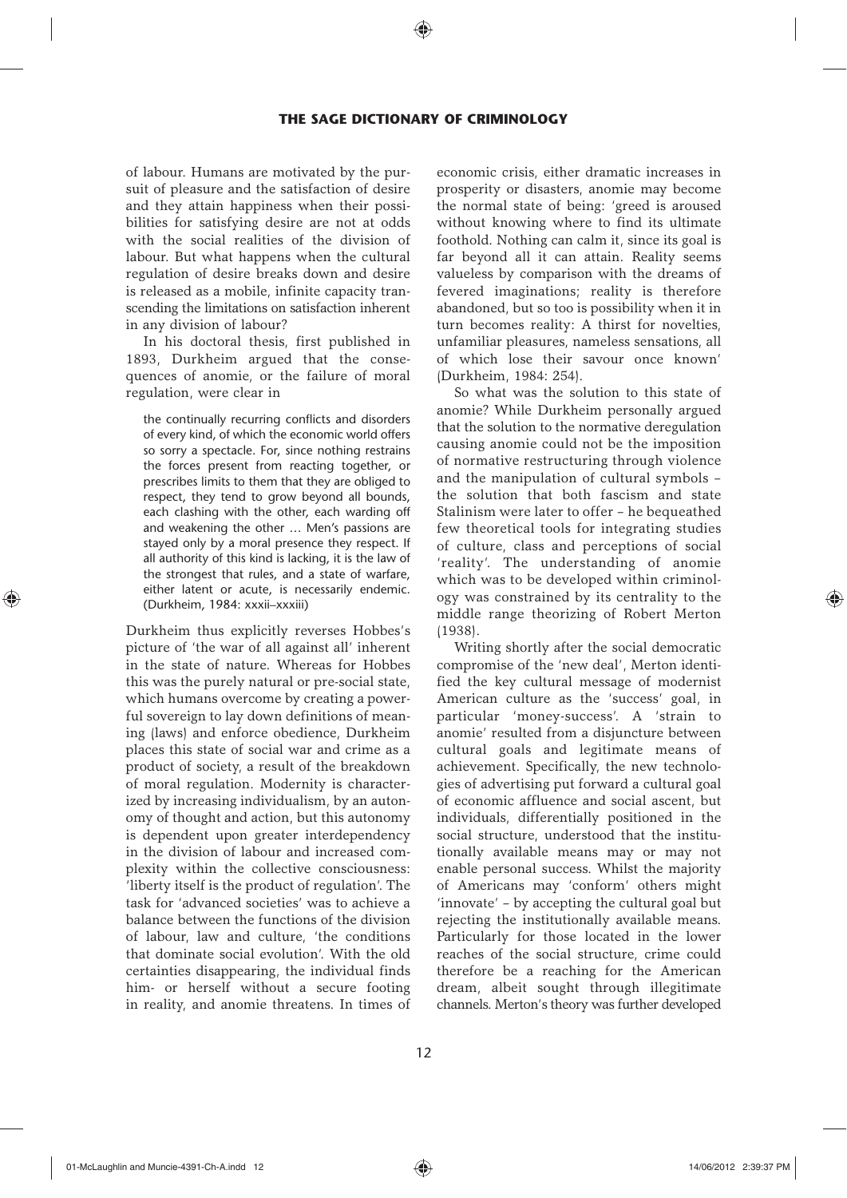of labour. Humans are motivated by the pursuit of pleasure and the satisfaction of desire and they attain happiness when their possibilities for satisfying desire are not at odds with the social realities of the division of labour. But what happens when the cultural regulation of desire breaks down and desire is released as a mobile, infinite capacity transcending the limitations on satisfaction inherent in any division of labour?

In his doctoral thesis, first published in 1893, Durkheim argued that the consequences of anomie, or the failure of moral regulation, were clear in

> the continually recurring conflicts and disorders of every kind, of which the economic world offers so sorry a spectacle. For, since nothing restrains the forces present from reacting together, or prescribes limits to them that they are obliged to respect, they tend to grow beyond all bounds, each clashing with the other, each warding off and weakening the other … Men's passions are stayed only by a moral presence they respect. If all authority of this kind is lacking, it is the law of the strongest that rules, and a state of warfare, either latent or acute, is necessarily endemic. (Durkheim, 1984: xxxii–xxxiii)

Durkheim thus explicitly reverses Hobbes's picture of 'the war of all against all' inherent in the state of nature. Whereas for Hobbes this was the purely natural or pre-social state, which humans overcome by creating a powerful sovereign to lay down definitions of meaning (laws) and enforce obedience, Durkheim places this state of social war and crime as a product of society, a result of the breakdown of moral regulation. Modernity is characterized by increasing individualism, by an autonomy of thought and action, but this autonomy is dependent upon greater interdependency in the division of labour and increased complexity within the collective consciousness: 'liberty itself is the product of regulation'. The task for 'advanced societies' was to achieve a balance between the functions of the division of labour, law and culture, 'the conditions that dominate social evolution'. With the old certainties disappearing, the individual finds him- or herself without a secure footing in reality, and anomie threatens. In times of economic crisis, either dramatic increases in prosperity or disasters, anomie may become the normal state of being: 'greed is aroused without knowing where to find its ultimate foothold. Nothing can calm it, since its goal is far beyond all it can attain. Reality seems valueless by comparison with the dreams of fevered imaginations; reality is therefore abandoned, but so too is possibility when it in turn becomes reality: A thirst for novelties, unfamiliar pleasures, nameless sensations, all of which lose their savour once known' (Durkheim, 1984: 254).

So what was the solution to this state of anomie? While Durkheim personally argued that the solution to the normative deregulation causing anomie could not be the imposition of normative restructuring through violence and the manipulation of cultural symbols – the solution that both fascism and state Stalinism were later to offer – he bequeathed few theoretical tools for integrating studies of culture, class and perceptions of social 'reality'. The understanding of anomie which was to be developed within criminology was constrained by its centrality to the middle range theorizing of Robert Merton (1938).

Writing shortly after the social democratic compromise of the 'new deal', Merton identified the key cultural message of modernist American culture as the 'success' goal, in particular 'money-success'. A 'strain to anomie' resulted from a disjuncture between cultural goals and legitimate means of achievement. Specifically, the new technologies of advertising put forward a cultural goal of economic affluence and social ascent, but individuals, differentially positioned in the social structure, understood that the institutionally available means may or may not enable personal success. Whilst the majority of Americans may 'conform' others might 'innovate' – by accepting the cultural goal but rejecting the institutionally available means. Particularly for those located in the lower reaches of the social structure, crime could therefore be a reaching for the American dream, albeit sought through illegitimate channels. Merton's theory was further developed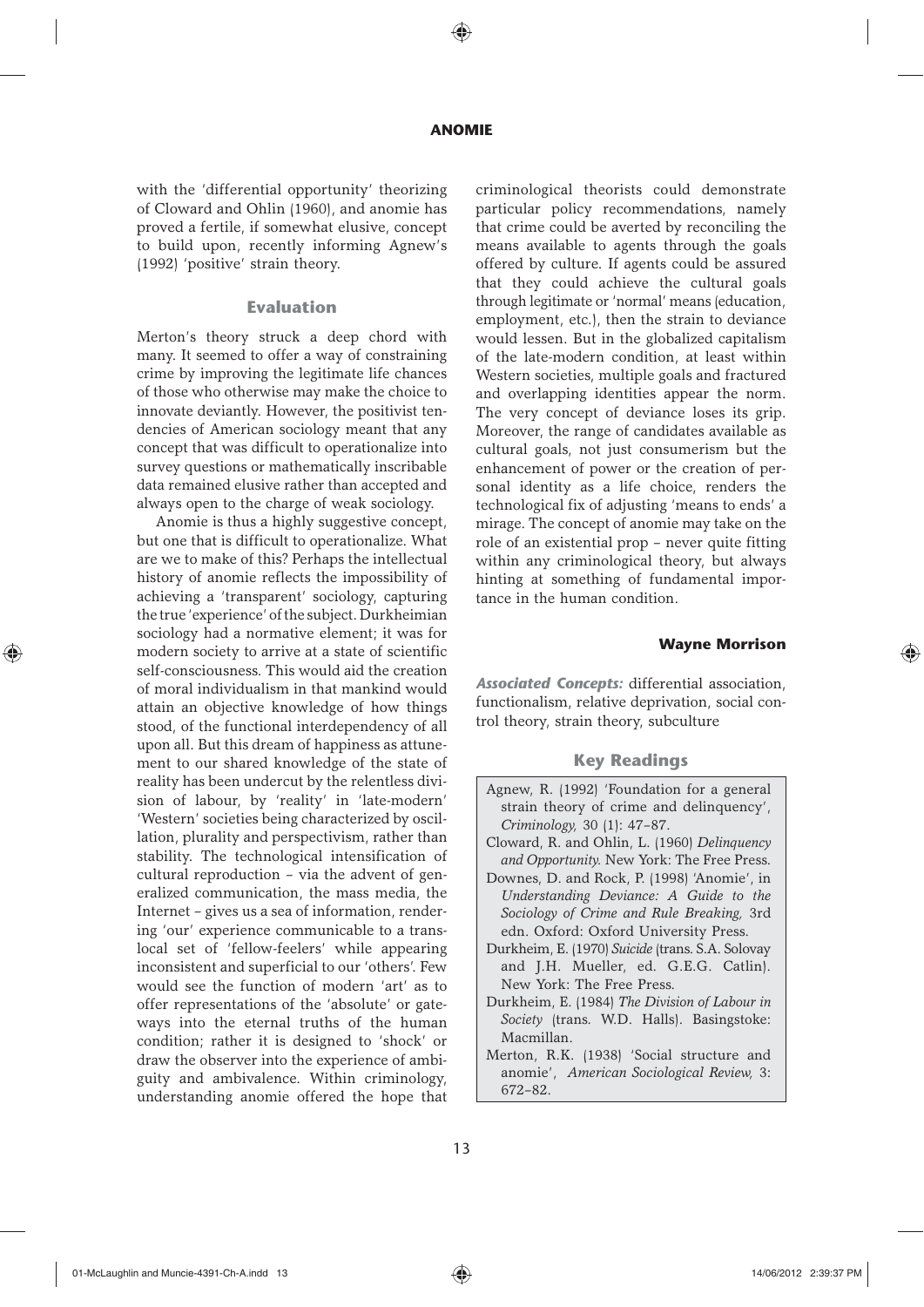with the 'differential opportunity' theorizing of Cloward and Ohlin (1960), and anomie has proved a fertile, if somewhat elusive, concept to build upon, recently informing Agnew's (1992) 'positive' strain theory.

## Evaluation

Merton's theory struck a deep chord with many. It seemed to offer a way of constraining crime by improving the legitimate life chances of those who otherwise may make the choice to innovate deviantly. However, the positivist tendencies of American sociology meant that any concept that was difficult to operationalize into survey questions or mathematically inscribable data remained elusive rather than accepted and always open to the charge of weak sociology.

Anomie is thus a highly suggestive concept, but one that is difficult to operationalize. What are we to make of this? Perhaps the intellectual history of anomie reflects the impossibility of achieving a 'transparent' sociology, capturing the true 'experience' of the subject. Durkheimian sociology had a normative element; it was for modern society to arrive at a state of scientific self-consciousness. This would aid the creation of moral individualism in that mankind would attain an objective knowledge of how things stood, of the functional interdependency of all upon all. But this dream of happiness as attunement to our shared knowledge of the state of reality has been undercut by the relentless division of labour, by 'reality' in 'late-modern' 'Western' societies being characterized by oscillation, plurality and perspectivism, rather than stability. The technological intensification of cultural reproduction – via the advent of generalized communication, the mass media, the Internet – gives us a sea of information, rendering 'our' experience communicable to a translocal set of 'fellow-feelers' while appearing inconsistent and superficial to our 'others'. Few would see the function of modern 'art' as to offer representations of the 'absolute' or gateways into the eternal truths of the human condition; rather it is designed to 'shock' or draw the observer into the experience of ambiguity and ambivalence. Within criminology, understanding anomie offered the hope that criminological theorists could demonstrate particular policy recommendations, namely that crime could be averted by reconciling the means available to agents through the goals offered by culture. If agents could be assured that they could achieve the cultural goals through legitimate or 'normal' means (education, employment, etc.), then the strain to deviance would lessen. But in the globalized capitalism of the late-modern condition, at least within Western societies, multiple goals and fractured and overlapping identities appear the norm. The very concept of deviance loses its grip. Moreover, the range of candidates available as cultural goals, not just consumerism but the enhancement of power or the creation of personal identity as a life choice, renders the technological fix of adjusting 'means to ends' a mirage. The concept of anomie may take on the role of an existential prop – never quite fitting within any criminological theory, but always hinting at something of fundamental importance in the human condition.

**Wayne Morrison**

***Associated Concepts:*** differential association, functionalism, relative deprivation, social control theory, strain theory, subculture

## Key Readings

Agnew, R. (1992) 'Foundation for a general strain theory of crime and delinquency', *Criminology,* 30 (1): 47–87.

Cloward, R. and Ohlin, L. (1960) *Delinquency and Opportunity.* New York: The Free Press.

Downes, D. and Rock, P. (1998) 'Anomie', in *Understanding Deviance: A Guide to the Sociology of Crime and Rule Breaking,* 3rd edn. Oxford: Oxford University Press.

Durkheim, E. (1970) *Suicide* (trans. S.A. Solovay and J.H. Mueller, ed. G.E.G. Catlin). New York: The Free Press.

Durkheim, E. (1984) *The Division of Labour in Society* (trans. W.D. Halls). Basingstoke: Macmillan.

Merton, R.K. (1938) 'Social structure and anomie', *American Sociological Review,* 3: 672–82.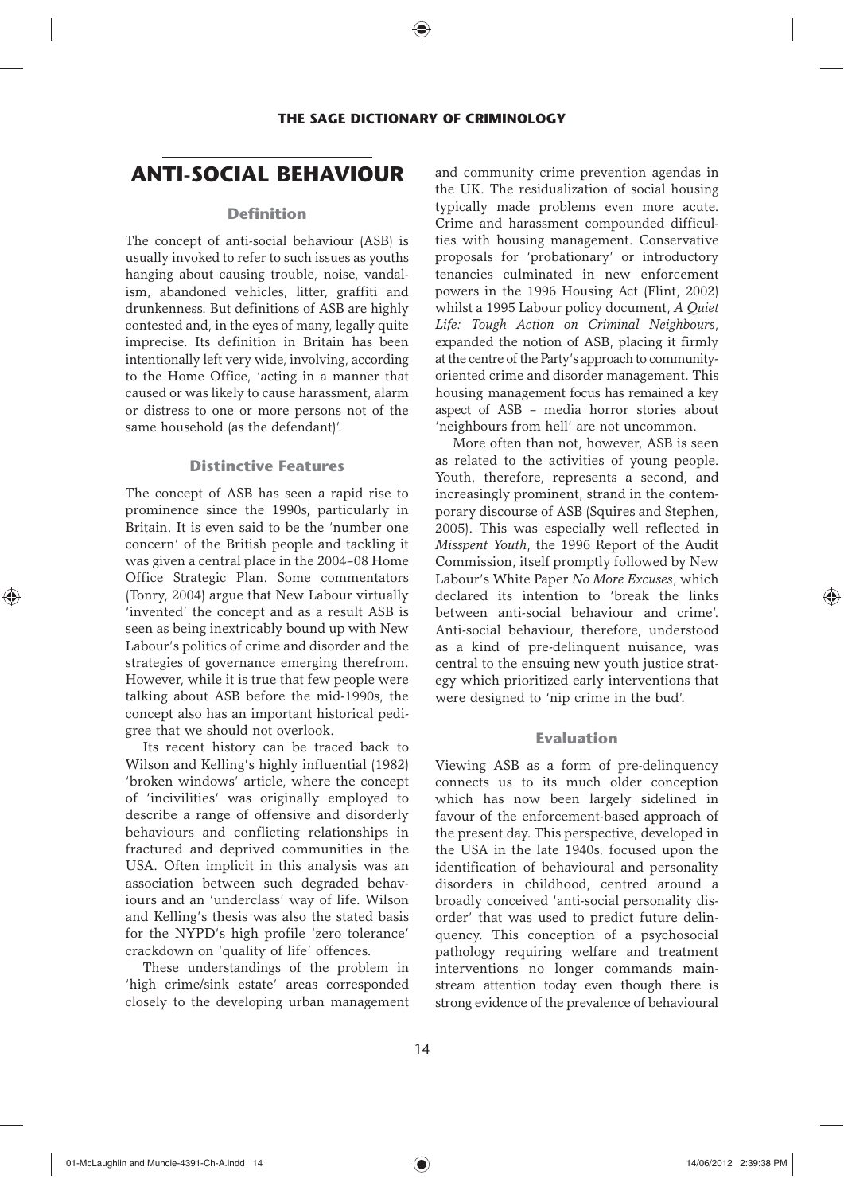# ANTI-SOCIAL BEHAVIOUR

## Definition

The concept of anti-social behaviour (ASB) is usually invoked to refer to such issues as youths hanging about causing trouble, noise, vandalism, abandoned vehicles, litter, graffiti and drunkenness. But definitions of ASB are highly contested and, in the eyes of many, legally quite imprecise. Its definition in Britain has been intentionally left very wide, involving, according to the Home Office, 'acting in a manner that caused or was likely to cause harassment, alarm or distress to one or more persons not of the same household (as the defendant)'.

## Distinctive Features

The concept of ASB has seen a rapid rise to prominence since the 1990s, particularly in Britain. It is even said to be the 'number one concern' of the British people and tackling it was given a central place in the 2004–08 Home Office Strategic Plan. Some commentators (Tonry, 2004) argue that New Labour virtually 'invented' the concept and as a result ASB is seen as being inextricably bound up with New Labour's politics of crime and disorder and the strategies of governance emerging therefrom. However, while it is true that few people were talking about ASB before the mid-1990s, the concept also has an important historical pedigree that we should not overlook.

Its recent history can be traced back to Wilson and Kelling's highly influential (1982) 'broken windows' article, where the concept of 'incivilities' was originally employed to describe a range of offensive and disorderly behaviours and conflicting relationships in fractured and deprived communities in the USA. Often implicit in this analysis was an association between such degraded behaviours and an 'underclass' way of life. Wilson and Kelling's thesis was also the stated basis for the NYPD's high profile 'zero tolerance' crackdown on 'quality of life' offences.

These understandings of the problem in 'high crime/sink estate' areas corresponded closely to the developing urban management and community crime prevention agendas in the UK. The residualization of social housing typically made problems even more acute. Crime and harassment compounded difficulties with housing management. Conservative proposals for 'probationary' or introductory tenancies culminated in new enforcement powers in the 1996 Housing Act (Flint, 2002) whilst a 1995 Labour policy document, *A Quiet Life: Tough Action on Criminal Neighbours*, expanded the notion of ASB, placing it firmly at the centre of the Party's approach to community-oriented crime and disorder management. This housing management focus has remained a key aspect of ASB – media horror stories about 'neighbours from hell' are not uncommon.

More often than not, however, ASB is seen as related to the activities of young people. Youth, therefore, represents a second, and increasingly prominent, strand in the contemporary discourse of ASB (Squires and Stephen, 2005). This was especially well reflected in *Misspent Youth*, the 1996 Report of the Audit Commission, itself promptly followed by New Labour's White Paper *No More Excuses*, which declared its intention to 'break the links between anti-social behaviour and crime'. Anti-social behaviour, therefore, understood as a kind of pre-delinquent nuisance, was central to the ensuing new youth justice strategy which prioritized early interventions that were designed to 'nip crime in the bud'.

## Evaluation

Viewing ASB as a form of pre-delinquency connects us to its much older conception which has now been largely sidelined in favour of the enforcement-based approach of the present day. This perspective, developed in the USA in the late 1940s, focused upon the identification of behavioural and personality disorders in childhood, centred around a broadly conceived 'anti-social personality disorder' that was used to predict future delinquency. This conception of a psychosocial pathology requiring welfare and treatment interventions no longer commands mainstream attention today even though there is strong evidence of the prevalence of behavioural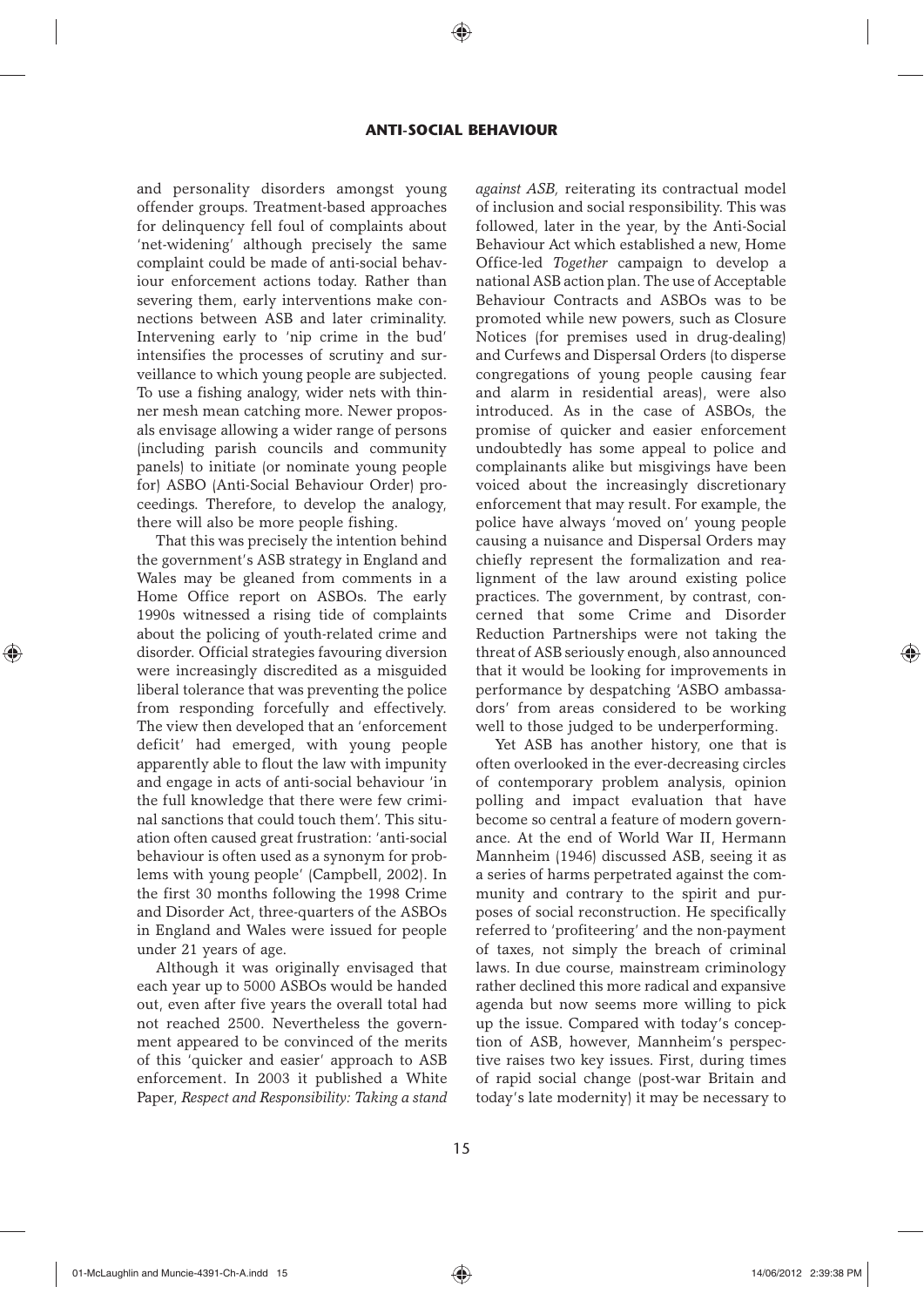and personality disorders amongst young offender groups. Treatment-based approaches for delinquency fell foul of complaints about 'net-widening' although precisely the same complaint could be made of anti-social behaviour enforcement actions today. Rather than severing them, early interventions make connections between ASB and later criminality. Intervening early to 'nip crime in the bud' intensifies the processes of scrutiny and surveillance to which young people are subjected. To use a fishing analogy, wider nets with thinner mesh mean catching more. Newer proposals envisage allowing a wider range of persons (including parish councils and community panels) to initiate (or nominate young people for) ASBO (Anti-Social Behaviour Order) proceedings. Therefore, to develop the analogy, there will also be more people fishing.

That this was precisely the intention behind the government's ASB strategy in England and Wales may be gleaned from comments in a Home Office report on ASBOs. The early 1990s witnessed a rising tide of complaints about the policing of youth-related crime and disorder. Official strategies favouring diversion were increasingly discredited as a misguided liberal tolerance that was preventing the police from responding forcefully and effectively. The view then developed that an 'enforcement deficit' had emerged, with young people apparently able to flout the law with impunity and engage in acts of anti-social behaviour 'in the full knowledge that there were few criminal sanctions that could touch them'. This situation often caused great frustration: 'anti-social behaviour is often used as a synonym for problems with young people' (Campbell, 2002). In the first 30 months following the 1998 Crime and Disorder Act, three-quarters of the ASBOs in England and Wales were issued for people under 21 years of age.

Although it was originally envisaged that each year up to 5000 ASBOs would be handed out, even after five years the overall total had not reached 2500. Nevertheless the government appeared to be convinced of the merits of this 'quicker and easier' approach to ASB enforcement. In 2003 it published a White Paper, *Respect and Responsibility: Taking a stand against ASB,* reiterating its contractual model of inclusion and social responsibility. This was followed, later in the year, by the Anti-Social Behaviour Act which established a new, Home Office-led *Together* campaign to develop a national ASB action plan. The use of Acceptable Behaviour Contracts and ASBOs was to be promoted while new powers, such as Closure Notices (for premises used in drug-dealing) and Curfews and Dispersal Orders (to disperse congregations of young people causing fear and alarm in residential areas), were also introduced. As in the case of ASBOs, the promise of quicker and easier enforcement undoubtedly has some appeal to police and complainants alike but misgivings have been voiced about the increasingly discretionary enforcement that may result. For example, the police have always 'moved on' young people causing a nuisance and Dispersal Orders may chiefly represent the formalization and realignment of the law around existing police practices. The government, by contrast, concerned that some Crime and Disorder Reduction Partnerships were not taking the threat of ASB seriously enough, also announced that it would be looking for improvements in performance by despatching 'ASBO ambassadors' from areas considered to be working well to those judged to be underperforming.

Yet ASB has another history, one that is often overlooked in the ever-decreasing circles of contemporary problem analysis, opinion polling and impact evaluation that have become so central a feature of modern governance. At the end of World War II, Hermann Mannheim (1946) discussed ASB, seeing it as a series of harms perpetrated against the community and contrary to the spirit and purposes of social reconstruction. He specifically referred to 'profiteering' and the non-payment of taxes, not simply the breach of criminal laws. In due course, mainstream criminology rather declined this more radical and expansive agenda but now seems more willing to pick up the issue. Compared with today's conception of ASB, however, Mannheim's perspective raises two key issues. First, during times of rapid social change (post-war Britain and today's late modernity) it may be necessary to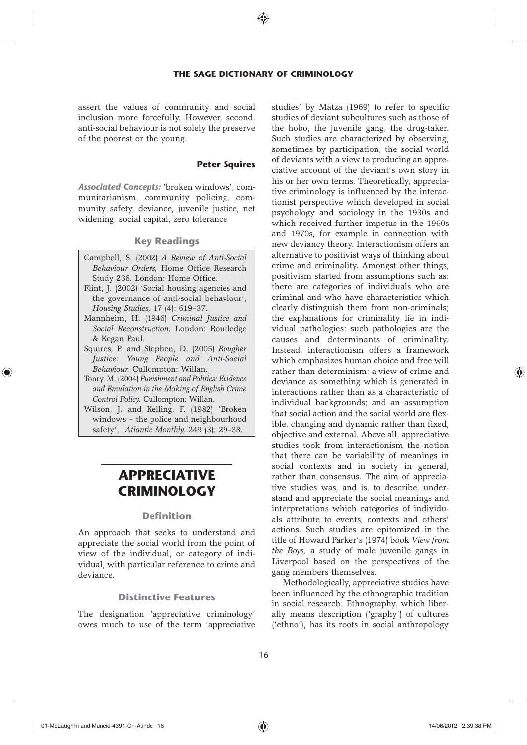assert the values of community and social inclusion more forcefully. However, second, anti-social behaviour is not solely the preserve of the poorest or the young.

**Peter Squires**

***Associated Concepts:*** 'broken windows', communitarianism, community policing, community safety, deviance, juvenile justice, net widening, social capital, zero tolerance

### Key Readings

Campbell, S. (2002) *A Review of Anti-Social Behaviour Orders,* Home Office Research Study 236. London: Home Office.

Flint, J. (2002) 'Social housing agencies and the governance of anti-social behaviour', *Housing Studies,* 17 (4): 619–37.

Mannheim, H. (1946) *Criminal Justice and Social Reconstruction.* London: Routledge & Kegan Paul.

Squires, P. and Stephen, D. (2005) *Rougher Justice: Young People and Anti-Social Behaviour.* Cullompton: Willan.

Tonry, M. (2004) *Punishment and Politics: Evidence and Emulation in the Making of English Crime Control Policy.* Cullompton: Willan.

Wilson, J. and Kelling, F. (1982) 'Broken windows – the police and neighbourhood safety', *Atlantic Monthly,* 249 (3): 29–38.

# APPRECIATIVE CRIMINOLOGY

### Definition

An approach that seeks to understand and appreciate the social world from the point of view of the individual, or category of individual, with particular reference to crime and deviance.

### Distinctive Features

The designation 'appreciative criminology' owes much to use of the term 'appreciative studies' by Matza (1969) to refer to specific studies of deviant subcultures such as those of the hobo, the juvenile gang, the drug-taker. Such studies are characterized by observing, sometimes by participation, the social world of deviants with a view to producing an appreciative account of the deviant's own story in his or her own terms. Theoretically, appreciative criminology is influenced by the interactionist perspective which developed in social psychology and sociology in the 1930s and which received further impetus in the 1960s and 1970s, for example in connection with new deviancy theory. Interactionism offers an alternative to positivist ways of thinking about crime and criminality. Amongst other things, positivism started from assumptions such as: there are categories of individuals who are criminal and who have characteristics which clearly distinguish them from non-criminals; the explanations for criminality lie in individual pathologies; such pathologies are the causes and determinants of criminality. Instead, interactionism offers a framework which emphasizes human choice and free will rather than determinism; a view of crime and deviance as something which is generated in interactions rather than as a characteristic of individual backgrounds; and an assumption that social action and the social world are flexible, changing and dynamic rather than fixed, objective and external. Above all, appreciative studies took from interactionism the notion that there can be variability of meanings in social contexts and in society in general, rather than consensus. The aim of appreciative studies was, and is, to describe, understand and appreciate the social meanings and interpretations which categories of individuals attribute to events, contexts and others' actions. Such studies are epitomized in the title of Howard Parker's (1974) book *View from the Boys,* a study of male juvenile gangs in Liverpool based on the perspectives of the gang members themselves.

Methodologically, appreciative studies have been influenced by the ethnographic tradition in social research. Ethnography, which liberally means description ('graphy') of cultures ('ethno'), has its roots in social anthropology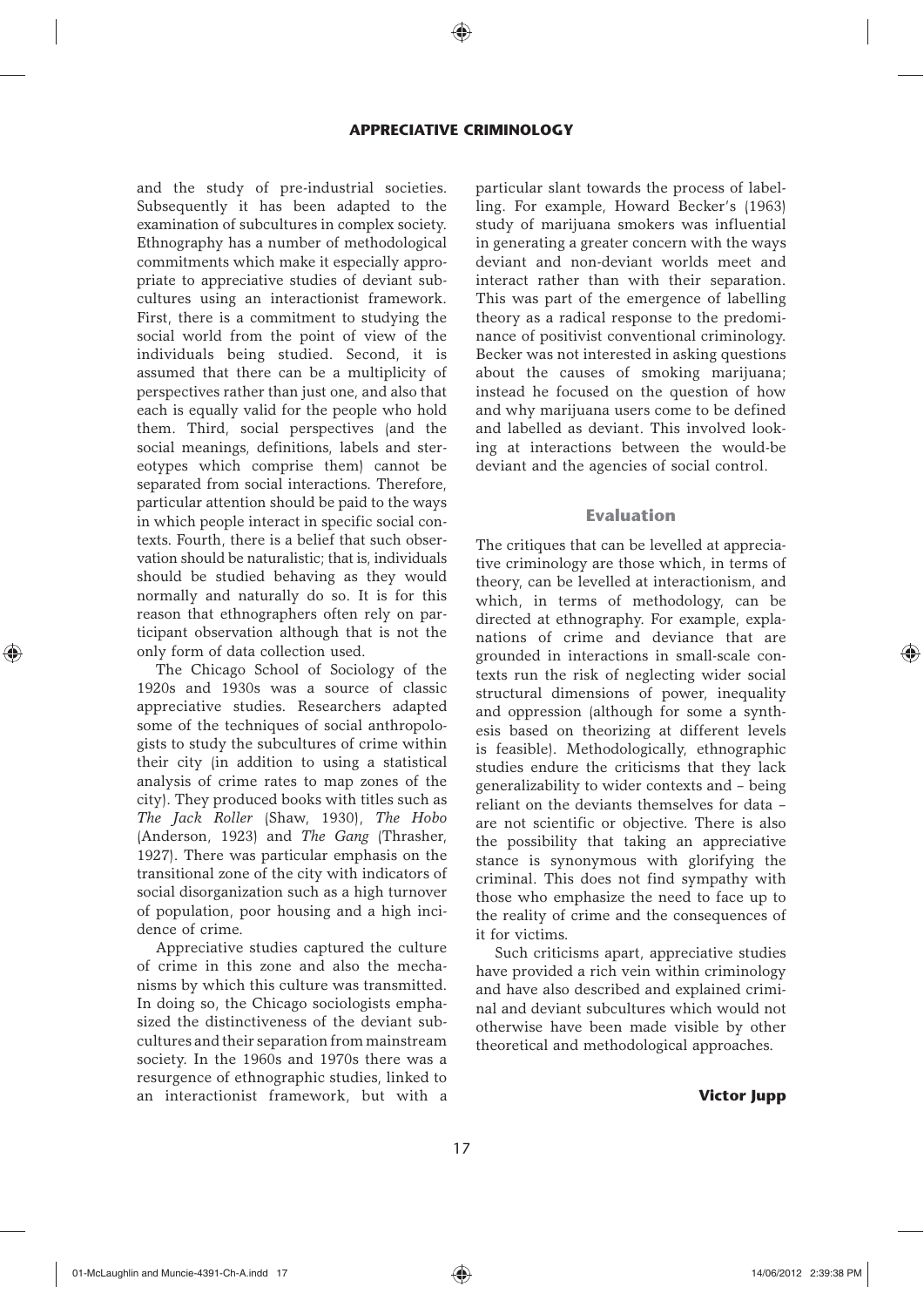and the study of pre-industrial societies. Subsequently it has been adapted to the examination of subcultures in complex society. Ethnography has a number of methodological commitments which make it especially appropriate to appreciative studies of deviant subcultures using an interactionist framework. First, there is a commitment to studying the social world from the point of view of the individuals being studied. Second, it is assumed that there can be a multiplicity of perspectives rather than just one, and also that each is equally valid for the people who hold them. Third, social perspectives (and the social meanings, definitions, labels and stereotypes which comprise them) cannot be separated from social interactions. Therefore, particular attention should be paid to the ways in which people interact in specific social contexts. Fourth, there is a belief that such observation should be naturalistic; that is, individuals should be studied behaving as they would normally and naturally do so. It is for this reason that ethnographers often rely on participant observation although that is not the only form of data collection used.

The Chicago School of Sociology of the 1920s and 1930s was a source of classic appreciative studies. Researchers adapted some of the techniques of social anthropologists to study the subcultures of crime within their city (in addition to using a statistical analysis of crime rates to map zones of the city). They produced books with titles such as *The Jack Roller* (Shaw, 1930), *The Hobo* (Anderson, 1923) and *The Gang* (Thrasher, 1927). There was particular emphasis on the transitional zone of the city with indicators of social disorganization such as a high turnover of population, poor housing and a high incidence of crime.

Appreciative studies captured the culture of crime in this zone and also the mechanisms by which this culture was transmitted. In doing so, the Chicago sociologists emphasized the distinctiveness of the deviant subcultures and their separation from mainstream society. In the 1960s and 1970s there was a resurgence of ethnographic studies, linked to an interactionist framework, but with a particular slant towards the process of labelling. For example, Howard Becker's (1963) study of marijuana smokers was influential in generating a greater concern with the ways deviant and non-deviant worlds meet and interact rather than with their separation. This was part of the emergence of labelling theory as a radical response to the predominance of positivist conventional criminology. Becker was not interested in asking questions about the causes of smoking marijuana; instead he focused on the question of how and why marijuana users come to be defined and labelled as deviant. This involved looking at interactions between the would-be deviant and the agencies of social control.

## Evaluation

The critiques that can be levelled at appreciative criminology are those which, in terms of theory, can be levelled at interactionism, and which, in terms of methodology, can be directed at ethnography. For example, explanations of crime and deviance that are grounded in interactions in small-scale contexts run the risk of neglecting wider social structural dimensions of power, inequality and oppression (although for some a synthesis based on theorizing at different levels is feasible). Methodologically, ethnographic studies endure the criticisms that they lack generalizability to wider contexts and – being reliant on the deviants themselves for data – are not scientific or objective. There is also the possibility that taking an appreciative stance is synonymous with glorifying the criminal. This does not find sympathy with those who emphasize the need to face up to the reality of crime and the consequences of it for victims.

Such criticisms apart, appreciative studies have provided a rich vein within criminology and have also described and explained criminal and deviant subcultures which would not otherwise have been made visible by other theoretical and methodological approaches.

**Victor Jupp**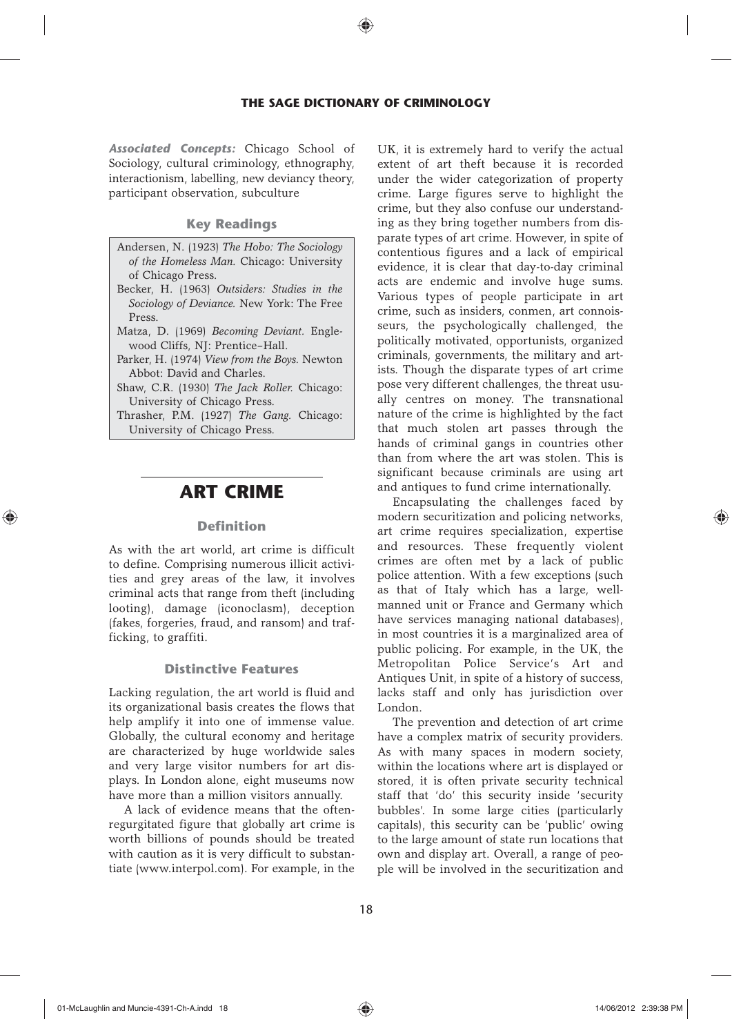***Associated Concepts:*** Chicago School of Sociology, cultural criminology, ethnography, interactionism, labelling, new deviancy theory, participant observation, subculture

### Key Readings

Andersen, N. (1923) *The Hobo: The Sociology of the Homeless Man.* Chicago: University of Chicago Press.

Becker, H. (1963) *Outsiders: Studies in the Sociology of Deviance.* New York: The Free Press.

Matza, D. (1969) *Becoming Deviant.* Englewood Cliffs, NJ: Prentice–Hall.

Parker, H. (1974) *View from the Boys.* Newton Abbot: David and Charles.

Shaw, C.R. (1930) *The Jack Roller.* Chicago: University of Chicago Press.

Thrasher, P.M. (1927) *The Gang.* Chicago: University of Chicago Press.

# ART CRIME

### Definition

As with the art world, art crime is difficult to define. Comprising numerous illicit activities and grey areas of the law, it involves criminal acts that range from theft (including looting), damage (iconoclasm), deception (fakes, forgeries, fraud, and ransom) and trafficking, to graffiti.

### Distinctive Features

Lacking regulation, the art world is fluid and its organizational basis creates the flows that help amplify it into one of immense value. Globally, the cultural economy and heritage are characterized by huge worldwide sales and very large visitor numbers for art displays. In London alone, eight museums now have more than a million visitors annually.

A lack of evidence means that the often-regurgitated figure that globally art crime is worth billions of pounds should be treated with caution as it is very difficult to substantiate (www.interpol.com). For example, in the UK, it is extremely hard to verify the actual extent of art theft because it is recorded under the wider categorization of property crime. Large figures serve to highlight the crime, but they also confuse our understanding as they bring together numbers from disparate types of art crime. However, in spite of contentious figures and a lack of empirical evidence, it is clear that day-to-day criminal acts are endemic and involve huge sums. Various types of people participate in art crime, such as insiders, conmen, art connoisseurs, the psychologically challenged, the politically motivated, opportunists, organized criminals, governments, the military and artists. Though the disparate types of art crime pose very different challenges, the threat usually centres on money. The transnational nature of the crime is highlighted by the fact that much stolen art passes through the hands of criminal gangs in countries other than from where the art was stolen. This is significant because criminals are using art and antiques to fund crime internationally.

Encapsulating the challenges faced by modern securitization and policing networks, art crime requires specialization, expertise and resources. These frequently violent crimes are often met by a lack of public police attention. With a few exceptions (such as that of Italy which has a large, well-manned unit or France and Germany which have services managing national databases), in most countries it is a marginalized area of public policing. For example, in the UK, the Metropolitan Police Service's Art and Antiques Unit, in spite of a history of success, lacks staff and only has jurisdiction over London.

The prevention and detection of art crime have a complex matrix of security providers. As with many spaces in modern society, within the locations where art is displayed or stored, it is often private security technical staff that 'do' this security inside 'security bubbles'. In some large cities (particularly capitals), this security can be 'public' owing to the large amount of state run locations that own and display art. Overall, a range of people will be involved in the securitization and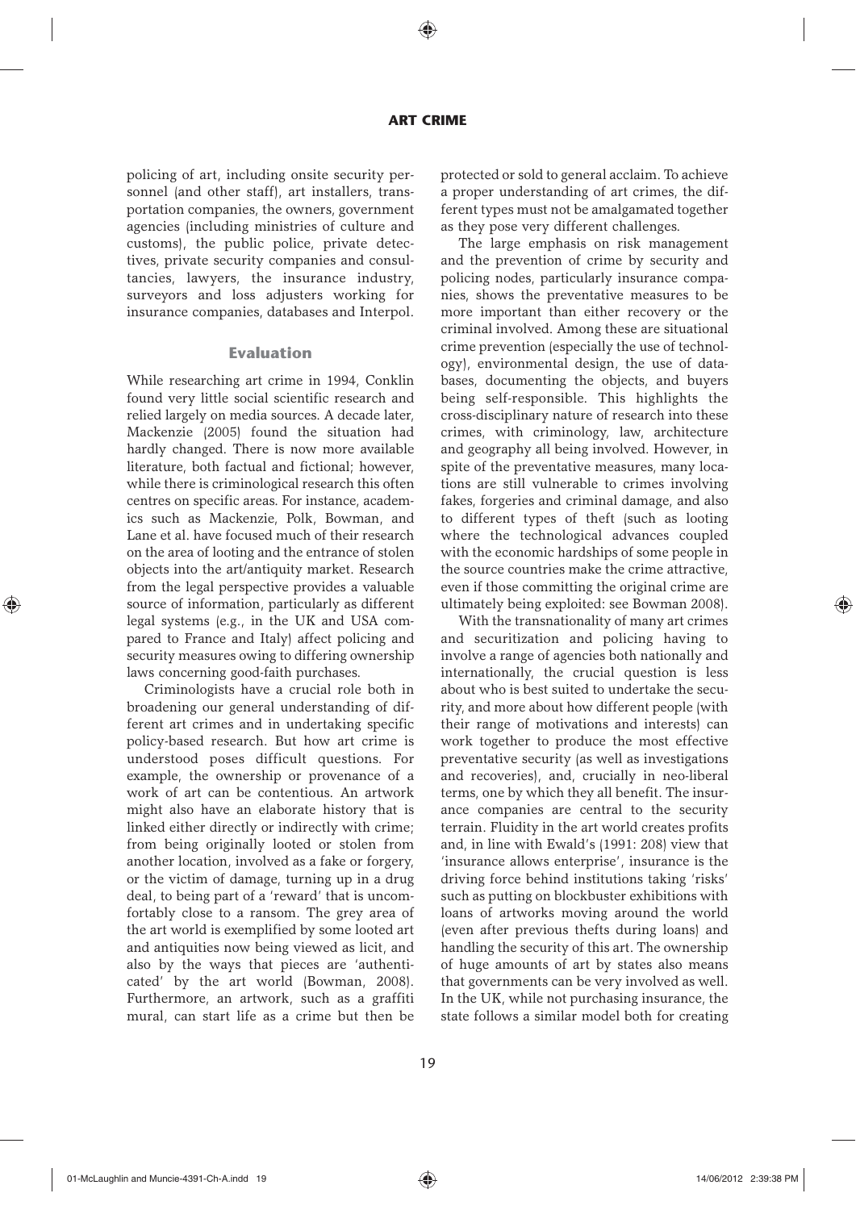policing of art, including onsite security personnel (and other staff), art installers, transportation companies, the owners, government agencies (including ministries of culture and customs), the public police, private detectives, private security companies and consultancies, lawyers, the insurance industry, surveyors and loss adjusters working for insurance companies, databases and Interpol.

## Evaluation

While researching art crime in 1994, Conklin found very little social scientific research and relied largely on media sources. A decade later, Mackenzie (2005) found the situation had hardly changed. There is now more available literature, both factual and fictional; however, while there is criminological research this often centres on specific areas. For instance, academics such as Mackenzie, Polk, Bowman, and Lane et al. have focused much of their research on the area of looting and the entrance of stolen objects into the art/antiquity market. Research from the legal perspective provides a valuable source of information, particularly as different legal systems (e.g., in the UK and USA compared to France and Italy) affect policing and security measures owing to differing ownership laws concerning good-faith purchases.

Criminologists have a crucial role both in broadening our general understanding of different art crimes and in undertaking specific policy-based research. But how art crime is understood poses difficult questions. For example, the ownership or provenance of a work of art can be contentious. An artwork might also have an elaborate history that is linked either directly or indirectly with crime; from being originally looted or stolen from another location, involved as a fake or forgery, or the victim of damage, turning up in a drug deal, to being part of a 'reward' that is uncomfortably close to a ransom. The grey area of the art world is exemplified by some looted art and antiquities now being viewed as licit, and also by the ways that pieces are 'authenticated' by the art world (Bowman, 2008). Furthermore, an artwork, such as a graffiti mural, can start life as a crime but then be protected or sold to general acclaim. To achieve a proper understanding of art crimes, the different types must not be amalgamated together as they pose very different challenges.

The large emphasis on risk management and the prevention of crime by security and policing nodes, particularly insurance companies, shows the preventative measures to be more important than either recovery or the criminal involved. Among these are situational crime prevention (especially the use of technology), environmental design, the use of databases, documenting the objects, and buyers being self-responsible. This highlights the cross-disciplinary nature of research into these crimes, with criminology, law, architecture and geography all being involved. However, in spite of the preventative measures, many locations are still vulnerable to crimes involving fakes, forgeries and criminal damage, and also to different types of theft (such as looting where the technological advances coupled with the economic hardships of some people in the source countries make the crime attractive, even if those committing the original crime are ultimately being exploited: see Bowman 2008).

With the transnationality of many art crimes and securitization and policing having to involve a range of agencies both nationally and internationally, the crucial question is less about who is best suited to undertake the security, and more about how different people (with their range of motivations and interests) can work together to produce the most effective preventative security (as well as investigations and recoveries), and, crucially in neo-liberal terms, one by which they all benefit. The insurance companies are central to the security terrain. Fluidity in the art world creates profits and, in line with Ewald's (1991: 208) view that 'insurance allows enterprise', insurance is the driving force behind institutions taking 'risks' such as putting on blockbuster exhibitions with loans of artworks moving around the world (even after previous thefts during loans) and handling the security of this art. The ownership of huge amounts of art by states also means that governments can be very involved as well. In the UK, while not purchasing insurance, the state follows a similar model both for creating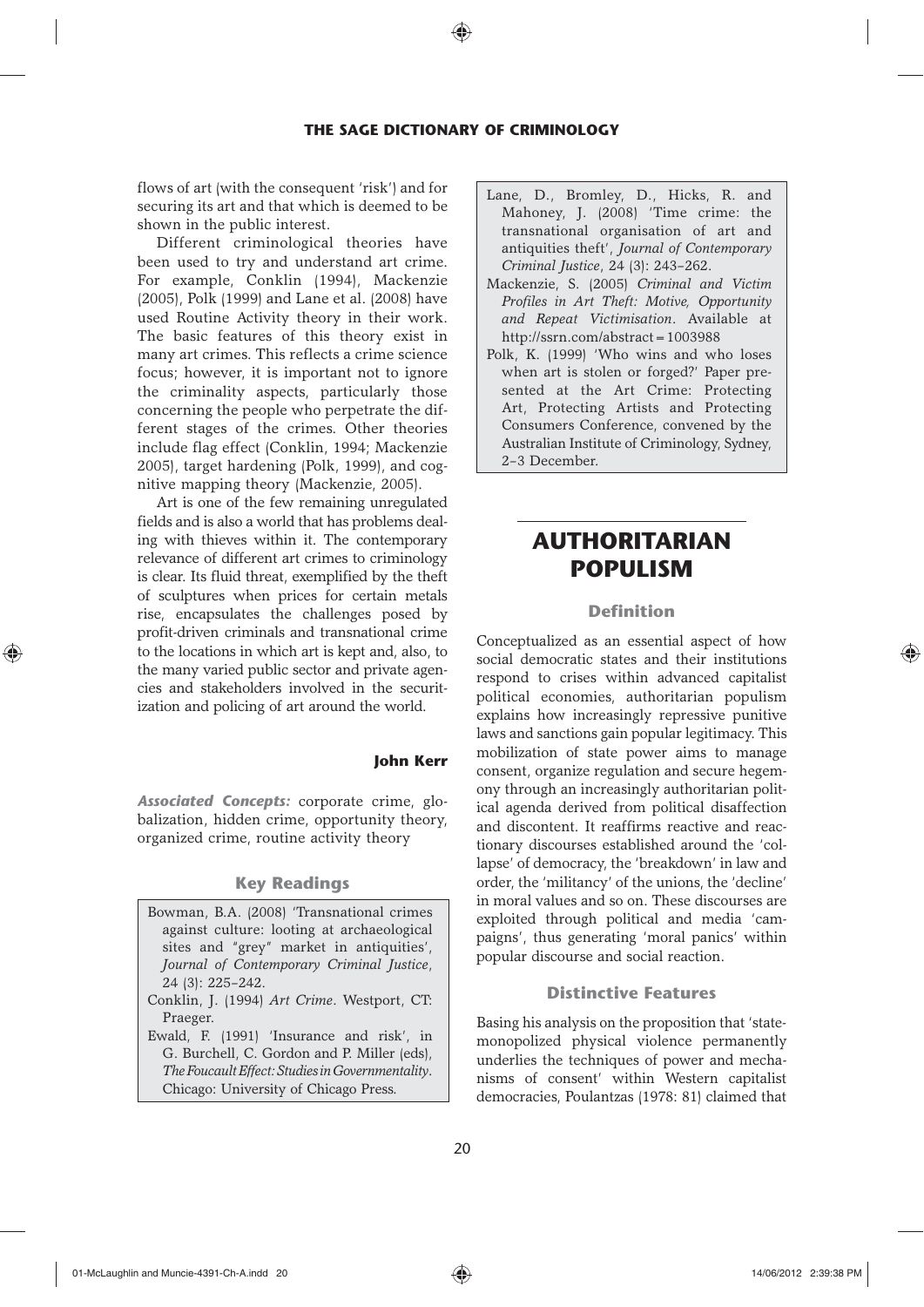flows of art (with the consequent 'risk') and for securing its art and that which is deemed to be shown in the public interest.

Different criminological theories have been used to try and understand art crime. For example, Conklin (1994), Mackenzie (2005), Polk (1999) and Lane et al. (2008) have used Routine Activity theory in their work. The basic features of this theory exist in many art crimes. This reflects a crime science focus; however, it is important not to ignore the criminality aspects, particularly those concerning the people who perpetrate the different stages of the crimes. Other theories include flag effect (Conklin, 1994; Mackenzie 2005), target hardening (Polk, 1999), and cognitive mapping theory (Mackenzie, 2005).

Art is one of the few remaining unregulated fields and is also a world that has problems dealing with thieves within it. The contemporary relevance of different art crimes to criminology is clear. Its fluid threat, exemplified by the theft of sculptures when prices for certain metals rise, encapsulates the challenges posed by profit-driven criminals and transnational crime to the locations in which art is kept and, also, to the many varied public sector and private agencies and stakeholders involved in the securitization and policing of art around the world.

**John Kerr**

***Associated Concepts:*** corporate crime, globalization, hidden crime, opportunity theory, organized crime, routine activity theory

### Key Readings

Bowman, B.A. (2008) 'Transnational crimes against culture: looting at archaeological sites and "grey" market in antiquities', *Journal of Contemporary Criminal Justice*, 24 (3): 225–242.

Conklin, J. (1994) *Art Crime*. Westport, CT: Praeger.

Ewald, F. (1991) 'Insurance and risk', in G. Burchell, C. Gordon and P. Miller (eds), *The Foucault Effect: Studies in Governmentality*. Chicago: University of Chicago Press.

Lane, D., Bromley, D., Hicks, R. and Mahoney, J. (2008) 'Time crime: the transnational organisation of art and antiquities theft', *Journal of Contemporary Criminal Justice*, 24 (3): 243–262.

Mackenzie, S. (2005) *Criminal and Victim Profiles in Art Theft: Motive, Opportunity and Repeat Victimisation*. Available at http://ssrn.com/abstract=1003988

Polk, K. (1999) 'Who wins and who loses when art is stolen or forged?' Paper presented at the Art Crime: Protecting Art, Protecting Artists and Protecting Consumers Conference, convened by the Australian Institute of Criminology, Sydney, 2–3 December.

# AUTHORITARIAN POPULISM

### Definition

Conceptualized as an essential aspect of how social democratic states and their institutions respond to crises within advanced capitalist political economies, authoritarian populism explains how increasingly repressive punitive laws and sanctions gain popular legitimacy. This mobilization of state power aims to manage consent, organize regulation and secure hegemony through an increasingly authoritarian political agenda derived from political disaffection and discontent. It reaffirms reactive and reactionary discourses established around the 'collapse' of democracy, the 'breakdown' in law and order, the 'militancy' of the unions, the 'decline' in moral values and so on. These discourses are exploited through political and media 'campaigns', thus generating 'moral panics' within popular discourse and social reaction.

### Distinctive Features

Basing his analysis on the proposition that 'state-monopolized physical violence permanently underlies the techniques of power and mechanisms of consent' within Western capitalist democracies, Poulantzas (1978: 81) claimed that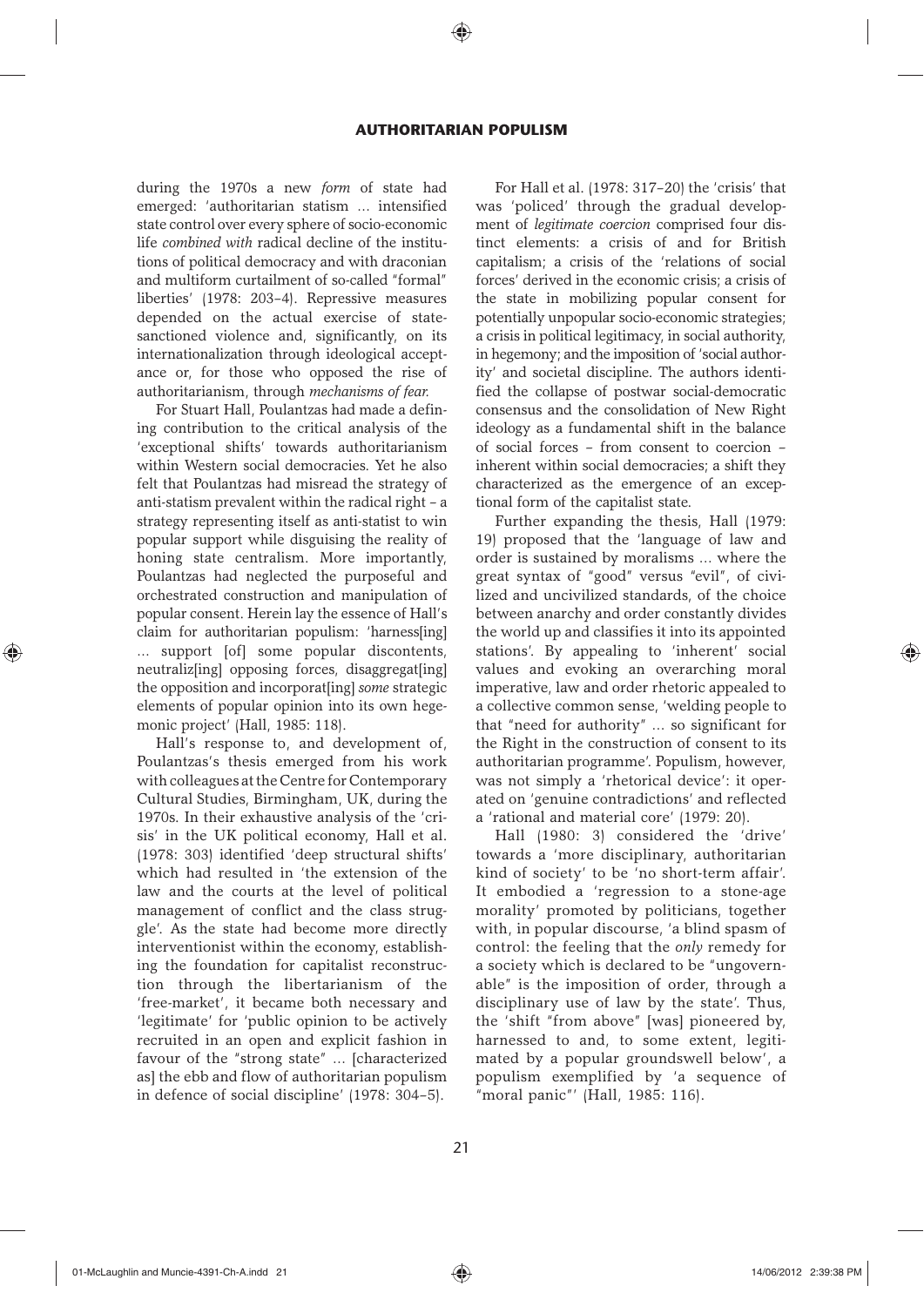during the 1970s a new *form* of state had emerged: 'authoritarian statism … intensified state control over every sphere of socio-economic life *combined with* radical decline of the institutions of political democracy and with draconian and multiform curtailment of so-called "formal" liberties' (1978: 203–4). Repressive measures depended on the actual exercise of state-sanctioned violence and, significantly, on its internationalization through ideological acceptance or, for those who opposed the rise of authoritarianism, through *mechanisms of fear.*

For Stuart Hall, Poulantzas had made a defining contribution to the critical analysis of the 'exceptional shifts' towards authoritarianism within Western social democracies. Yet he also felt that Poulantzas had misread the strategy of anti-statism prevalent within the radical right – a strategy representing itself as anti-statist to win popular support while disguising the reality of honing state centralism. More importantly, Poulantzas had neglected the purposeful and orchestrated construction and manipulation of popular consent. Herein lay the essence of Hall's claim for authoritarian populism: 'harness[ing] … support [of] some popular discontents, neutraliz[ing] opposing forces, disaggregat[ing] the opposition and incorporat[ing] *some* strategic elements of popular opinion into its own hegemonic project' (Hall, 1985: 118).

Hall's response to, and development of, Poulantzas's thesis emerged from his work with colleagues at the Centre for Contemporary Cultural Studies, Birmingham, UK, during the 1970s. In their exhaustive analysis of the 'crisis' in the UK political economy, Hall et al. (1978: 303) identified 'deep structural shifts' which had resulted in 'the extension of the law and the courts at the level of political management of conflict and the class struggle'. As the state had become more directly interventionist within the economy, establishing the foundation for capitalist reconstruction through the libertarianism of the 'free-market', it became both necessary and 'legitimate' for 'public opinion to be actively recruited in an open and explicit fashion in favour of the "strong state" … [characterized as] the ebb and flow of authoritarian populism in defence of social discipline' (1978: 304–5).

For Hall et al. (1978: 317–20) the 'crisis' that was 'policed' through the gradual development of *legitimate coercion* comprised four distinct elements: a crisis of and for British capitalism; a crisis of the 'relations of social forces' derived in the economic crisis; a crisis of the state in mobilizing popular consent for potentially unpopular socio-economic strategies; a crisis in political legitimacy, in social authority, in hegemony; and the imposition of 'social authority' and societal discipline. The authors identified the collapse of postwar social-democratic consensus and the consolidation of New Right ideology as a fundamental shift in the balance of social forces – from consent to coercion – inherent within social democracies; a shift they characterized as the emergence of an exceptional form of the capitalist state.

Further expanding the thesis, Hall (1979: 19) proposed that the 'language of law and order is sustained by moralisms … where the great syntax of "good" versus "evil", of civilized and uncivilized standards, of the choice between anarchy and order constantly divides the world up and classifies it into its appointed stations'. By appealing to 'inherent' social values and evoking an overarching moral imperative, law and order rhetoric appealed to a collective common sense, 'welding people to that "need for authority" … so significant for the Right in the construction of consent to its authoritarian programme'. Populism, however, was not simply a 'rhetorical device': it operated on 'genuine contradictions' and reflected a 'rational and material core' (1979: 20).

Hall (1980: 3) considered the 'drive' towards a 'more disciplinary, authoritarian kind of society' to be 'no short-term affair'. It embodied a 'regression to a stone-age morality' promoted by politicians, together with, in popular discourse, 'a blind spasm of control: the feeling that the *only* remedy for a society which is declared to be "ungovernable" is the imposition of order, through a disciplinary use of law by the state'. Thus, the 'shift "from above" [was] pioneered by, harnessed to and, to some extent, legitimated by a popular groundswell below', a populism exemplified by 'a sequence of "moral panic"' (Hall, 1985: 116).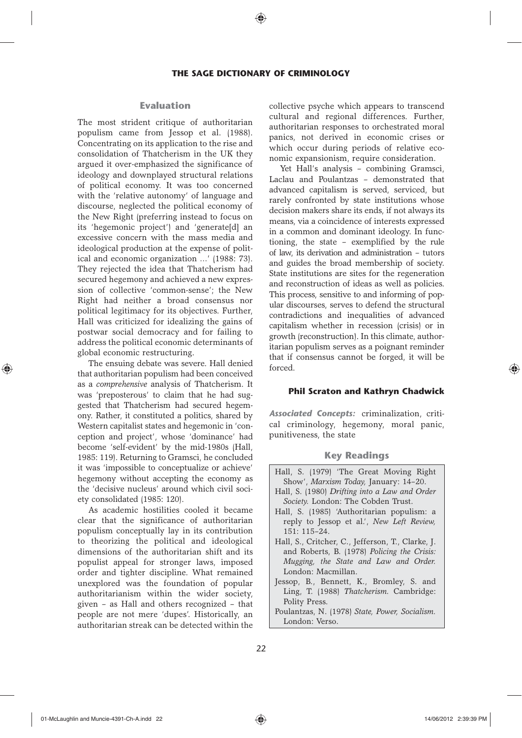### Evaluation

The most strident critique of authoritarian populism came from Jessop et al. (1988). Concentrating on its application to the rise and consolidation of Thatcherism in the UK they argued it over-emphasized the significance of ideology and downplayed structural relations of political economy. It was too concerned with the 'relative autonomy' of language and discourse, neglected the political economy of the New Right (preferring instead to focus on its 'hegemonic project') and 'generate[d] an excessive concern with the mass media and ideological production at the expense of political and economic organization …' (1988: 73). They rejected the idea that Thatcherism had secured hegemony and achieved a new expression of collective 'common-sense'; the New Right had neither a broad consensus nor political legitimacy for its objectives. Further, Hall was criticized for idealizing the gains of postwar social democracy and for failing to address the political economic determinants of global economic restructuring.

The ensuing debate was severe. Hall denied that authoritarian populism had been conceived as a *comprehensive* analysis of Thatcherism. It was 'preposterous' to claim that he had suggested that Thatcherism had secured hegemony. Rather, it constituted a politics, shared by Western capitalist states and hegemonic in 'conception and project', whose 'dominance' had become 'self-evident' by the mid-1980s (Hall, 1985: 119). Returning to Gramsci, he concluded it was 'impossible to conceptualize or achieve' hegemony without accepting the economy as the 'decisive nucleus' around which civil society consolidated (1985: 120).

As academic hostilities cooled it became clear that the significance of authoritarian populism conceptually lay in its contribution to theorizing the political and ideological dimensions of the authoritarian shift and its populist appeal for stronger laws, imposed order and tighter discipline. What remained unexplored was the foundation of popular authoritarianism within the wider society, given – as Hall and others recognized – that people are not mere 'dupes'. Historically, an authoritarian streak can be detected within the collective psyche which appears to transcend cultural and regional differences. Further, authoritarian responses to orchestrated moral panics, not derived in economic crises or which occur during periods of relative economic expansionism, require consideration.

Yet Hall's analysis – combining Gramsci, Laclau and Poulantzas – demonstrated that advanced capitalism is served, serviced, but rarely confronted by state institutions whose decision makers share its ends, if not always its means, via a coincidence of interests expressed in a common and dominant ideology. In functioning, the state – exemplified by the rule of law, its derivation and administration – tutors and guides the broad membership of society. State institutions are sites for the regeneration and reconstruction of ideas as well as policies. This process, sensitive to and informing of popular discourses, serves to defend the structural contradictions and inequalities of advanced capitalism whether in recession (crisis) or in growth (reconstruction). In this climate, authoritarian populism serves as a poignant reminder that if consensus cannot be forged, it will be forced.

**Phil Scraton and Kathryn Chadwick**

***Associated Concepts:*** criminalization, critical criminology, hegemony, moral panic, punitiveness, the state

### Key Readings

Hall, S. (1979) 'The Great Moving Right Show', *Marxism Today,* January: 14–20.

Hall, S. (1980) *Drifting into a Law and Order Society.* London: The Cobden Trust.

Hall, S. (1985) 'Authoritarian populism: a reply to Jessop et al.', *New Left Review,* 151: 115–24.

Hall, S., Critcher, C., Jefferson, T., Clarke, J. and Roberts, B. (1978) *Policing the Crisis: Mugging, the State and Law and Order.* London: Macmillan.

Jessop, B., Bennett, K., Bromley, S. and Ling, T. (1988) *Thatcherism.* Cambridge: Polity Press.

Poulantzas, N. (1978) *State, Power, Socialism.* London: Verso.